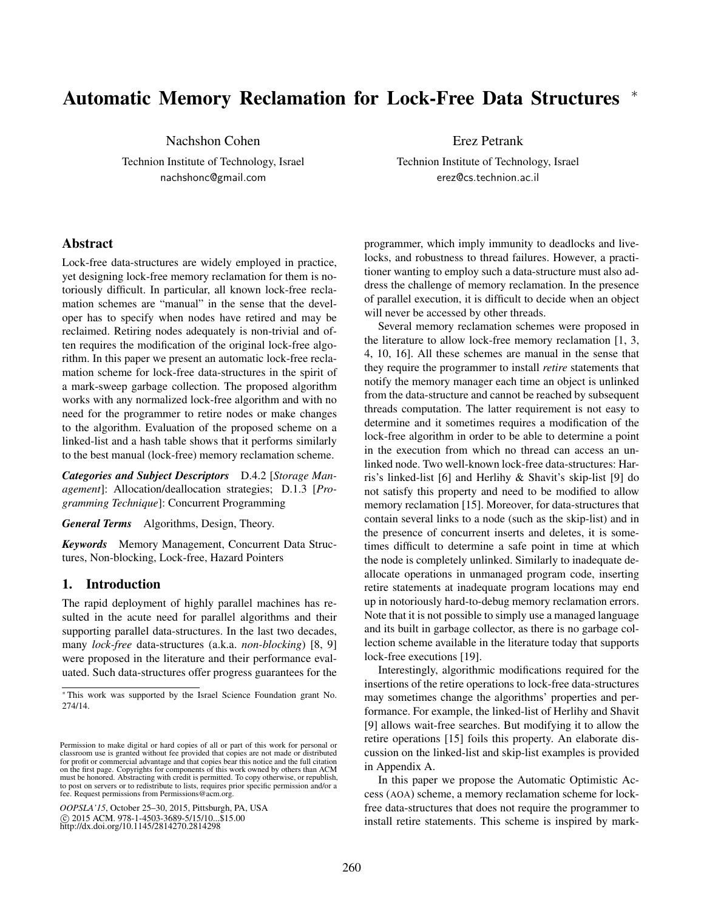# Automatic Memory Reclamation for Lock-Free Data Structures *

Nachshon Cohen
Technion Institute of Technology, Israel
nachshonc@gmail.com

Erez Petrank
Technion Institute of Technology, Israel
erez@cs.technion.ac.il

## Abstract

Lock-free data-structures are widely employed in practice, yet designing lock-free memory reclamation for them is notoriously difficult. In particular, all known lock-free reclamation schemes are "manual" in the sense that the developer has to specify when nodes have retired and may be reclaimed. Retiring nodes adequately is non-trivial and often requires the modification of the original lock-free algorithm. In this paper we present an automatic lock-free reclamation scheme for lock-free data-structures in the spirit of a mark-sweep garbage collection. The proposed algorithm works with any normalized lock-free algorithm and with no need for the programmer to retire nodes or make changes to the algorithm. Evaluation of the proposed scheme on a linked-list and a hash table shows that it performs similarly to the best manual (lock-free) memory reclamation scheme.

***Categories and Subject Descriptors*** D.4.2 [*Storage Management*]: Allocation/deallocation strategies; D.1.3 [*Programming Technique*]: Concurrent Programming

***General Terms*** Algorithms, Design, Theory.

***Keywords*** Memory Management, Concurrent Data Structures, Non-blocking, Lock-free, Hazard Pointers

## 1. Introduction

The rapid deployment of highly parallel machines has resulted in the acute need for parallel algorithms and their supporting parallel data-structures. In the last two decades, many *lock-free* data-structures (a.k.a. *non-blocking*) [8, 9] were proposed in the literature and their performance evaluated. Such data-structures offer progress guarantees for the programmer, which imply immunity to deadlocks and livelocks, and robustness to thread failures. However, a practitioner wanting to employ such a data-structure must also address the challenge of memory reclamation. In the presence of parallel execution, it is difficult to decide when an object will never be accessed by other threads.

Several memory reclamation schemes were proposed in the literature to allow lock-free memory reclamation [1, 3, 4, 10, 16]. All these schemes are manual in the sense that they require the programmer to install *retire* statements that notify the memory manager each time an object is unlinked from the data-structure and cannot be reached by subsequent threads computation. The latter requirement is not easy to determine and it sometimes requires a modification of the lock-free algorithm in order to be able to determine a point in the execution from which no thread can access an unlinked node. Two well-known lock-free data-structures: Harris's linked-list [6] and Herlihy & Shavit's skip-list [9] do not satisfy this property and need to be modified to allow memory reclamation [15]. Moreover, for data-structures that contain several links to a node (such as the skip-list) and in the presence of concurrent inserts and deletes, it is sometimes difficult to determine a safe point in time at which the node is completely unlinked. Similarly to inadequate deallocate operations in unmanaged program code, inserting retire statements at inadequate program locations may end up in notoriously hard-to-debug memory reclamation errors. Note that it is not possible to simply use a managed language and its built in garbage collector, as there is no garbage collection scheme available in the literature today that supports lock-free executions [19].

Interestingly, algorithmic modifications required for the insertions of the retire operations to lock-free data-structures may sometimes change the algorithms' properties and performance. For example, the linked-list of Herlihy and Shavit [9] allows wait-free searches. But modifying it to allow the retire operations [15] foils this property. An elaborate discussion on the linked-list and skip-list examples is provided in Appendix A.

In this paper we propose the Automatic Optimistic Access (AOA) scheme, a memory reclamation scheme for lock-free data-structures that does not require the programmer to install retire statements. This scheme is inspired by mark-

* This work was supported by the Israel Science Foundation grant No. 274/14.

Permission to make digital or hard copies of all or part of this work for personal or classroom use is granted without fee provided that copies are not made or distributed for profit or commercial advantage and that copies bear this notice and the full citation on the first page. Copyrights for components of this work owned by others than ACM must be honored. Abstracting with credit is permitted. To copy otherwise, or republish, to post on servers or to redistribute to lists, requires prior specific permission and/or a fee. Request permissions from Permissions@acm.org.

*OOPSLA'15*, October 25–30, 2015, Pittsburgh, PA, USA
© 2015 ACM. 978-1-4503-3689-5/15/10...$15.00
http://dx.doi.org/10.1145/2814270.2814298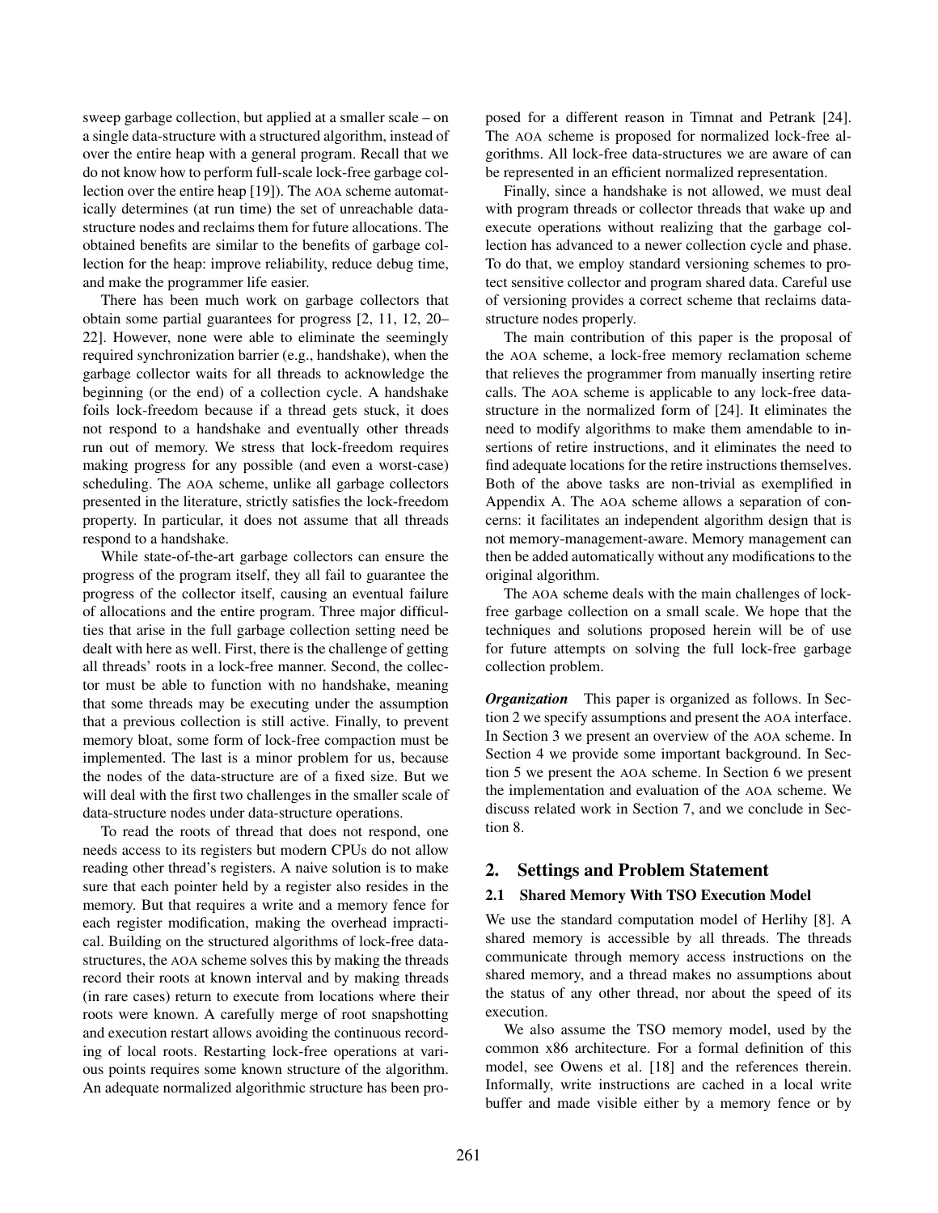sweep garbage collection, but applied at a smaller scale – on a single data-structure with a structured algorithm, instead of over the entire heap with a general program. Recall that we do not know how to perform full-scale lock-free garbage collection over the entire heap [19]). The AOA scheme automatically determines (at run time) the set of unreachable data-structure nodes and reclaims them for future allocations. The obtained benefits are similar to the benefits of garbage collection for the heap: improve reliability, reduce debug time, and make the programmer life easier.

There has been much work on garbage collectors that obtain some partial guarantees for progress [2, 11, 12, 20–22]. However, none were able to eliminate the seemingly required synchronization barrier (e.g., handshake), when the garbage collector waits for all threads to acknowledge the beginning (or the end) of a collection cycle. A handshake foils lock-freedom because if a thread gets stuck, it does not respond to a handshake and eventually other threads run out of memory. We stress that lock-freedom requires making progress for any possible (and even a worst-case) scheduling. The AOA scheme, unlike all garbage collectors presented in the literature, strictly satisfies the lock-freedom property. In particular, it does not assume that all threads respond to a handshake.

While state-of-the-art garbage collectors can ensure the progress of the program itself, they all fail to guarantee the progress of the collector itself, causing an eventual failure of allocations and the entire program. Three major difficulties that arise in the full garbage collection setting need be dealt with here as well. First, there is the challenge of getting all threads' roots in a lock-free manner. Second, the collector must be able to function with no handshake, meaning that some threads may be executing under the assumption that a previous collection is still active. Finally, to prevent memory bloat, some form of lock-free compaction must be implemented. The last is a minor problem for us, because the nodes of the data-structure are of a fixed size. But we will deal with the first two challenges in the smaller scale of data-structure nodes under data-structure operations.

To read the roots of thread that does not respond, one needs access to its registers but modern CPUs do not allow reading other thread's registers. A naive solution is to make sure that each pointer held by a register also resides in the memory. But that requires a write and a memory fence for each register modification, making the overhead impractical. Building on the structured algorithms of lock-free data-structures, the AOA scheme solves this by making the threads record their roots at known interval and by making threads (in rare cases) return to execute from locations where their roots were known. A carefully merge of root snapshotting and execution restart allows avoiding the continuous recording of local roots. Restarting lock-free operations at various points requires some known structure of the algorithm. An adequate normalized algorithmic structure has been proposed for a different reason in Timnat and Petrank [24]. The AOA scheme is proposed for normalized lock-free algorithms. All lock-free data-structures we are aware of can be represented in an efficient normalized representation.

Finally, since a handshake is not allowed, we must deal with program threads or collector threads that wake up and execute operations without realizing that the garbage collection has advanced to a newer collection cycle and phase. To do that, we employ standard versioning schemes to protect sensitive collector and program shared data. Careful use of versioning provides a correct scheme that reclaims data-structure nodes properly.

The main contribution of this paper is the proposal of the AOA scheme, a lock-free memory reclamation scheme that relieves the programmer from manually inserting retire calls. The AOA scheme is applicable to any lock-free data-structure in the normalized form of [24]. It eliminates the need to modify algorithms to make them amendable to insertions of retire instructions, and it eliminates the need to find adequate locations for the retire instructions themselves. Both of the above tasks are non-trivial as exemplified in Appendix A. The AOA scheme allows a separation of concerns: it facilitates an independent algorithm design that is not memory-management-aware. Memory management can then be added automatically without any modifications to the original algorithm.

The AOA scheme deals with the main challenges of lock-free garbage collection on a small scale. We hope that the techniques and solutions proposed herein will be of use for future attempts on solving the full lock-free garbage collection problem.

***Organization*** This paper is organized as follows. In Section 2 we specify assumptions and present the AOA interface. In Section 3 we present an overview of the AOA scheme. In Section 4 we provide some important background. In Section 5 we present the AOA scheme. In Section 6 we present the implementation and evaluation of the AOA scheme. We discuss related work in Section 7, and we conclude in Section 8.

## 2. Settings and Problem Statement

### 2.1 Shared Memory With TSO Execution Model

We use the standard computation model of Herlihy [8]. A shared memory is accessible by all threads. The threads communicate through memory access instructions on the shared memory, and a thread makes no assumptions about the status of any other thread, nor about the speed of its execution.

We also assume the TSO memory model, used by the common x86 architecture. For a formal definition of this model, see Owens et al. [18] and the references therein. Informally, write instructions are cached in a local write buffer and made visible either by a memory fence or by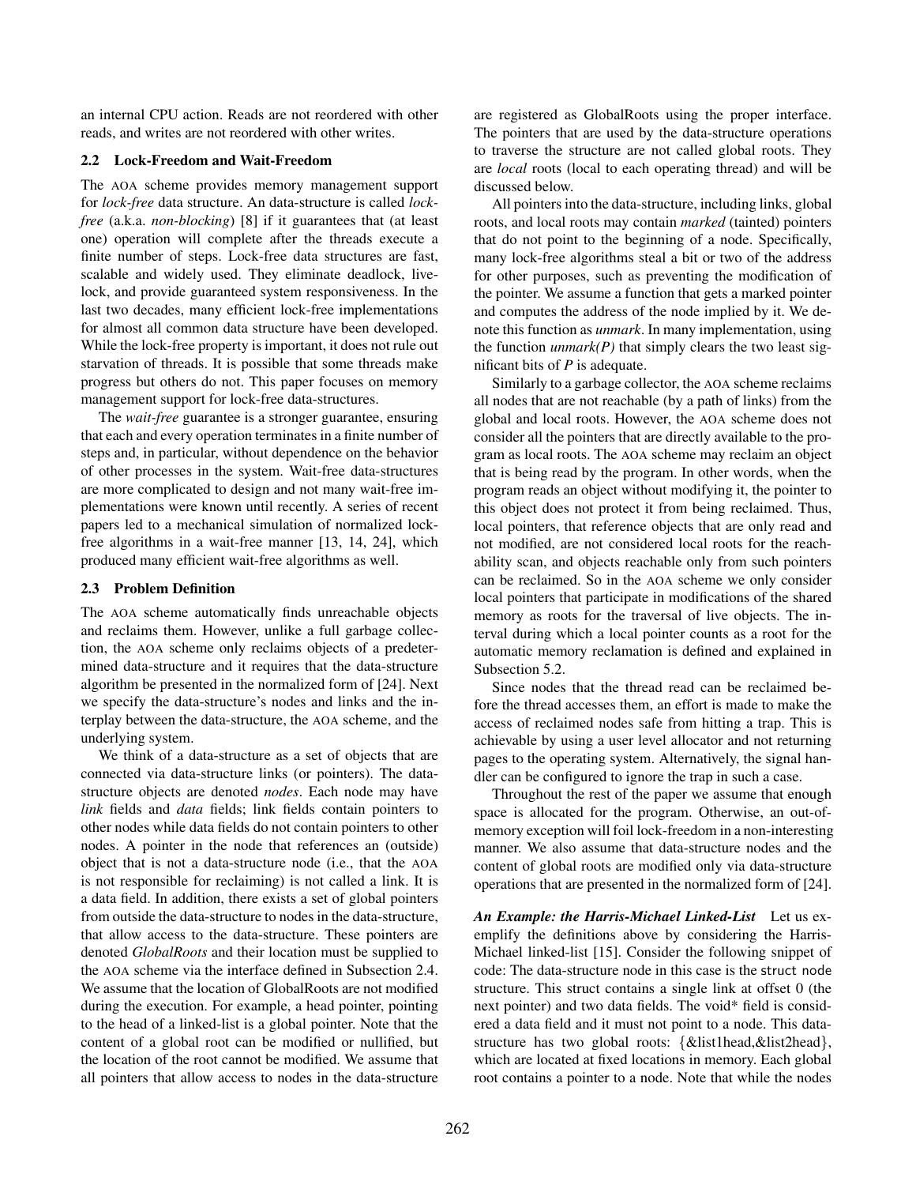an internal CPU action. Reads are not reordered with other reads, and writes are not reordered with other writes.

### 2.2 Lock-Freedom and Wait-Freedom

The AOA scheme provides memory management support for *lock-free* data structure. An data-structure is called *lock-free* (a.k.a. *non-blocking*) [8] if it guarantees that (at least one) operation will complete after the threads execute a finite number of steps. Lock-free data structures are fast, scalable and widely used. They eliminate deadlock, livelock, and provide guaranteed system responsiveness. In the last two decades, many efficient lock-free implementations for almost all common data structure have been developed. While the lock-free property is important, it does not rule out starvation of threads. It is possible that some threads make progress but others do not. This paper focuses on memory management support for lock-free data-structures.

The *wait-free* guarantee is a stronger guarantee, ensuring that each and every operation terminates in a finite number of steps and, in particular, without dependence on the behavior of other processes in the system. Wait-free data-structures are more complicated to design and not many wait-free implementations were known until recently. A series of recent papers led to a mechanical simulation of normalized lock-free algorithms in a wait-free manner [13, 14, 24], which produced many efficient wait-free algorithms as well.

### 2.3 Problem Definition

The AOA scheme automatically finds unreachable objects and reclaims them. However, unlike a full garbage collection, the AOA scheme only reclaims objects of a predetermined data-structure and it requires that the data-structure algorithm be presented in the normalized form of [24]. Next we specify the data-structure's nodes and links and the interplay between the data-structure, the AOA scheme, and the underlying system.

We think of a data-structure as a set of objects that are connected via data-structure links (or pointers). The data-structure objects are denoted *nodes*. Each node may have *link* fields and *data* fields; link fields contain pointers to other nodes while data fields do not contain pointers to other nodes. A pointer in the node that references an (outside) object that is not a data-structure node (i.e., that the AOA is not responsible for reclaiming) is not called a link. It is a data field. In addition, there exists a set of global pointers from outside the data-structure to nodes in the data-structure, that allow access to the data-structure. These pointers are denoted *GlobalRoots* and their location must be supplied to the AOA scheme via the interface defined in Subsection 2.4. We assume that the location of GlobalRoots are not modified during the execution. For example, a head pointer, pointing to the head of a linked-list is a global pointer. Note that the content of a global root can be modified or nullified, but the location of the root cannot be modified. We assume that all pointers that allow access to nodes in the data-structure are registered as GlobalRoots using the proper interface. The pointers that are used by the data-structure operations to traverse the structure are not called global roots. They are *local* roots (local to each operating thread) and will be discussed below.

All pointers into the data-structure, including links, global roots, and local roots may contain *marked* (tainted) pointers that do not point to the beginning of a node. Specifically, many lock-free algorithms steal a bit or two of the address for other purposes, such as preventing the modification of the pointer. We assume a function that gets a marked pointer and computes the address of the node implied by it. We denote this function as *unmark*. In many implementation, using the function *unmark(P)* that simply clears the two least significant bits of *P* is adequate.

Similarly to a garbage collector, the AOA scheme reclaims all nodes that are not reachable (by a path of links) from the global and local roots. However, the AOA scheme does not consider all the pointers that are directly available to the program as local roots. The AOA scheme may reclaim an object that is being read by the program. In other words, when the program reads an object without modifying it, the pointer to this object does not protect it from being reclaimed. Thus, local pointers, that reference objects that are only read and not modified, are not considered local roots for the reachability scan, and objects reachable only from such pointers can be reclaimed. So in the AOA scheme we only consider local pointers that participate in modifications of the shared memory as roots for the traversal of live objects. The interval during which a local pointer counts as a root for the automatic memory reclamation is defined and explained in Subsection 5.2.

Since nodes that the thread read can be reclaimed before the thread accesses them, an effort is made to make the access of reclaimed nodes safe from hitting a trap. This is achievable by using a user level allocator and not returning pages to the operating system. Alternatively, the signal handler can be configured to ignore the trap in such a case.

Throughout the rest of the paper we assume that enough space is allocated for the program. Otherwise, an out-of-memory exception will foil lock-freedom in a non-interesting manner. We also assume that data-structure nodes and the content of global roots are modified only via data-structure operations that are presented in the normalized form of [24].

***An Example: the Harris-Michael Linked-List*** Let us exemplify the definitions above by considering the Harris-Michael linked-list [15]. Consider the following snippet of code: The data-structure node in this case is the `struct node` structure. This struct contains a single link at offset 0 (the next pointer) and two data fields. The void* field is considered a data field and it must not point to a node. This data-structure has two global roots: {&list1head,&list2head}, which are located at fixed locations in memory. Each global root contains a pointer to a node. Note that while the nodes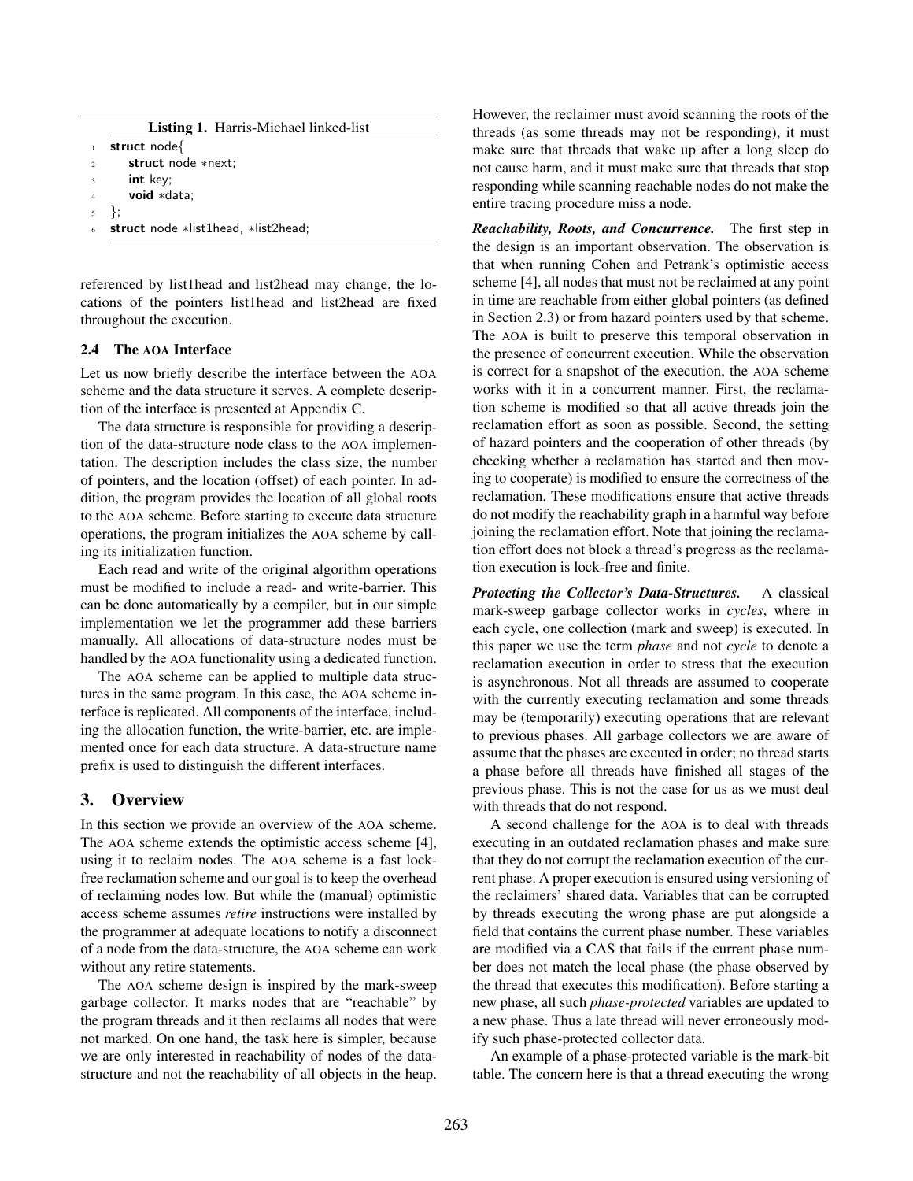**Listing 1.** Harris-Michael linked-list

```
struct node{
    struct node *next;
    int key;
    void *data;
};
struct node *list1head, *list2head;
```

referenced by list1head and list2head may change, the locations of the pointers list1head and list2head are fixed throughout the execution.

### 2.4 The AOA Interface

Let us now briefly describe the interface between the AOA scheme and the data structure it serves. A complete description of the interface is presented at Appendix C.

The data structure is responsible for providing a description of the data-structure node class to the AOA implementation. The description includes the class size, the number of pointers, and the location (offset) of each pointer. In addition, the program provides the location of all global roots to the AOA scheme. Before starting to execute data structure operations, the program initializes the AOA scheme by calling its initialization function.

Each read and write of the original algorithm operations must be modified to include a read- and write-barrier. This can be done automatically by a compiler, but in our simple implementation we let the programmer add these barriers manually. All allocations of data-structure nodes must be handled by the AOA functionality using a dedicated function.

The AOA scheme can be applied to multiple data structures in the same program. In this case, the AOA scheme interface is replicated. All components of the interface, including the allocation function, the write-barrier, etc. are implemented once for each data structure. A data-structure name prefix is used to distinguish the different interfaces.

## 3. Overview

In this section we provide an overview of the AOA scheme. The AOA scheme extends the optimistic access scheme [4], using it to reclaim nodes. The AOA scheme is a fast lock-free reclamation scheme and our goal is to keep the overhead of reclaiming nodes low. But while the (manual) optimistic access scheme assumes *retire* instructions were installed by the programmer at adequate locations to notify a disconnect of a node from the data-structure, the AOA scheme can work without any retire statements.

The AOA scheme design is inspired by the mark-sweep garbage collector. It marks nodes that are "reachable" by the program threads and it then reclaims all nodes that were not marked. On one hand, the task here is simpler, because we are only interested in reachability of nodes of the data-structure and not the reachability of all objects in the heap. However, the reclaimer must avoid scanning the roots of the threads (as some threads may not be responding), it must make sure that threads that wake up after a long sleep do not cause harm, and it must make sure that threads that stop responding while scanning reachable nodes do not make the entire tracing procedure miss a node.

***Reachability, Roots, and Concurrence.*** The first step in the design is an important observation. The observation is that when running Cohen and Petrank's optimistic access scheme [4], all nodes that must not be reclaimed at any point in time are reachable from either global pointers (as defined in Section 2.3) or from hazard pointers used by that scheme. The AOA is built to preserve this temporal observation in the presence of concurrent execution. While the observation is correct for a snapshot of the execution, the AOA scheme works with it in a concurrent manner. First, the reclamation scheme is modified so that all active threads join the reclamation effort as soon as possible. Second, the setting of hazard pointers and the cooperation of other threads (by checking whether a reclamation has started and then moving to cooperate) is modified to ensure the correctness of the reclamation. These modifications ensure that active threads do not modify the reachability graph in a harmful way before joining the reclamation effort. Note that joining the reclamation effort does not block a thread's progress as the reclamation execution is lock-free and finite.

***Protecting the Collector's Data-Structures.*** A classical mark-sweep garbage collector works in *cycles*, where in each cycle, one collection (mark and sweep) is executed. In this paper we use the term *phase* and not *cycle* to denote a reclamation execution in order to stress that the execution is asynchronous. Not all threads are assumed to cooperate with the currently executing reclamation and some threads may be (temporarily) executing operations that are relevant to previous phases. All garbage collectors we are aware of assume that the phases are executed in order; no thread starts a phase before all threads have finished all stages of the previous phase. This is not the case for us as we must deal with threads that do not respond.

A second challenge for the AOA is to deal with threads executing in an outdated reclamation phases and make sure that they do not corrupt the reclamation execution of the current phase. A proper execution is ensured using versioning of the reclaimers' shared data. Variables that can be corrupted by threads executing the wrong phase are put alongside a field that contains the current phase number. These variables are modified via a CAS that fails if the current phase number does not match the local phase (the phase observed by the thread that executes this modification). Before starting a new phase, all such *phase-protected* variables are updated to a new phase. Thus a late thread will never erroneously modify such phase-protected collector data.

An example of a phase-protected variable is the mark-bit table. The concern here is that a thread executing the wrong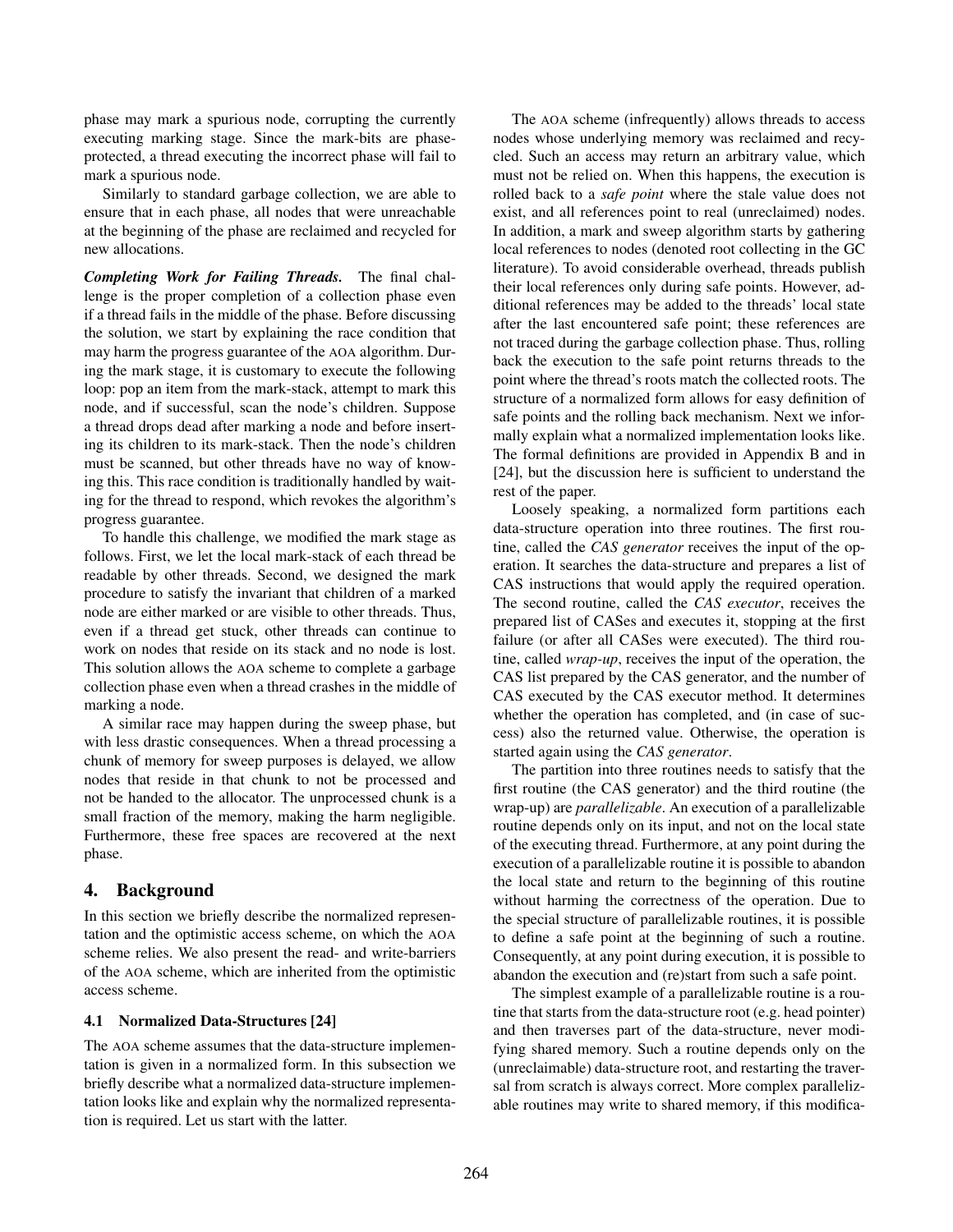phase may mark a spurious node, corrupting the currently executing marking stage. Since the mark-bits are phase-protected, a thread executing the incorrect phase will fail to mark a spurious node.

Similarly to standard garbage collection, we are able to ensure that in each phase, all nodes that were unreachable at the beginning of the phase are reclaimed and recycled for new allocations.

***Completing Work for Failing Threads.*** The final challenge is the proper completion of a collection phase even if a thread fails in the middle of the phase. Before discussing the solution, we start by explaining the race condition that may harm the progress guarantee of the AOA algorithm. During the mark stage, it is customary to execute the following loop: pop an item from the mark-stack, attempt to mark this node, and if successful, scan the node's children. Suppose a thread drops dead after marking a node and before inserting its children to its mark-stack. Then the node's children must be scanned, but other threads have no way of knowing this. This race condition is traditionally handled by waiting for the thread to respond, which revokes the algorithm's progress guarantee.

To handle this challenge, we modified the mark stage as follows. First, we let the local mark-stack of each thread be readable by other threads. Second, we designed the mark procedure to satisfy the invariant that children of a marked node are either marked or are visible to other threads. Thus, even if a thread get stuck, other threads can continue to work on nodes that reside on its stack and no node is lost. This solution allows the AOA scheme to complete a garbage collection phase even when a thread crashes in the middle of marking a node.

A similar race may happen during the sweep phase, but with less drastic consequences. When a thread processing a chunk of memory for sweep purposes is delayed, we allow nodes that reside in that chunk to not be processed and not be handed to the allocator. The unprocessed chunk is a small fraction of the memory, making the harm negligible. Furthermore, these free spaces are recovered at the next phase.

# 4. Background

In this section we briefly describe the normalized representation and the optimistic access scheme, on which the AOA scheme relies. We also present the read- and write-barriers of the AOA scheme, which are inherited from the optimistic access scheme.

## 4.1 Normalized Data-Structures [24]

The AOA scheme assumes that the data-structure implementation is given in a normalized form. In this subsection we briefly describe what a normalized data-structure implementation looks like and explain why the normalized representation is required. Let us start with the latter.

The AOA scheme (infrequently) allows threads to access nodes whose underlying memory was reclaimed and recycled. Such an access may return an arbitrary value, which must not be relied on. When this happens, the execution is rolled back to a *safe point* where the stale value does not exist, and all references point to real (unreclaimed) nodes. In addition, a mark and sweep algorithm starts by gathering local references to nodes (denoted root collecting in the GC literature). To avoid considerable overhead, threads publish their local references only during safe points. However, additional references may be added to the threads' local state after the last encountered safe point; these references are not traced during the garbage collection phase. Thus, rolling back the execution to the safe point returns threads to the point where the thread's roots match the collected roots. The structure of a normalized form allows for easy definition of safe points and the rolling back mechanism. Next we informally explain what a normalized implementation looks like. The formal definitions are provided in Appendix B and in [24], but the discussion here is sufficient to understand the rest of the paper.

Loosely speaking, a normalized form partitions each data-structure operation into three routines. The first routine, called the *CAS generator* receives the input of the operation. It searches the data-structure and prepares a list of CAS instructions that would apply the required operation. The second routine, called the *CAS executor*, receives the prepared list of CASes and executes it, stopping at the first failure (or after all CASes were executed). The third routine, called *wrap-up*, receives the input of the operation, the CAS list prepared by the CAS generator, and the number of CAS executed by the CAS executor method. It determines whether the operation has completed, and (in case of success) also the returned value. Otherwise, the operation is started again using the *CAS generator*.

The partition into three routines needs to satisfy that the first routine (the CAS generator) and the third routine (the wrap-up) are *parallelizable*. An execution of a parallelizable routine depends only on its input, and not on the local state of the executing thread. Furthermore, at any point during the execution of a parallelizable routine it is possible to abandon the local state and return to the beginning of this routine without harming the correctness of the operation. Due to the special structure of parallelizable routines, it is possible to define a safe point at the beginning of such a routine. Consequently, at any point during execution, it is possible to abandon the execution and (re)start from such a safe point.

The simplest example of a parallelizable routine is a routine that starts from the data-structure root (e.g. head pointer) and then traverses part of the data-structure, never modifying shared memory. Such a routine depends only on the (unreclaimable) data-structure root, and restarting the traversal from scratch is always correct. More complex parallelizable routines may write to shared memory, if this modifica-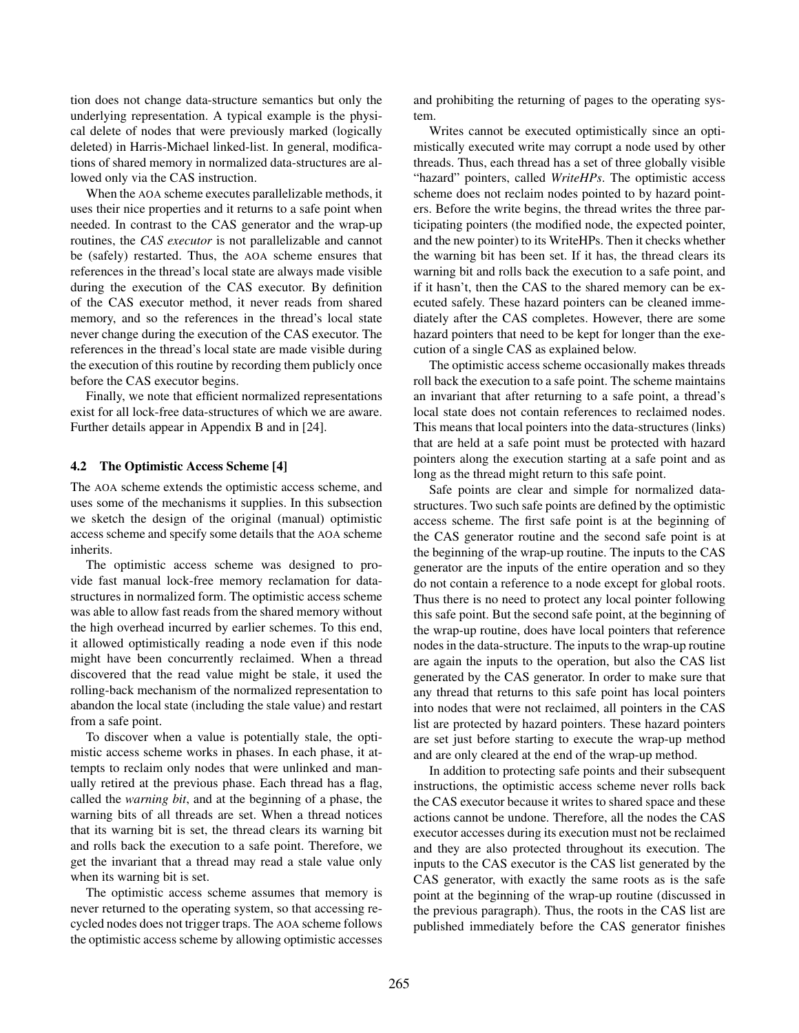tion does not change data-structure semantics but only the underlying representation. A typical example is the physical delete of nodes that were previously marked (logically deleted) in Harris-Michael linked-list. In general, modifications of shared memory in normalized data-structures are allowed only via the CAS instruction.

When the AOA scheme executes parallelizable methods, it uses their nice properties and it returns to a safe point when needed. In contrast to the CAS generator and the wrap-up routines, the *CAS executor* is not parallelizable and cannot be (safely) restarted. Thus, the AOA scheme ensures that references in the thread's local state are always made visible during the execution of the CAS executor. By definition of the CAS executor method, it never reads from shared memory, and so the references in the thread's local state never change during the execution of the CAS executor. The references in the thread's local state are made visible during the execution of this routine by recording them publicly once before the CAS executor begins.

Finally, we note that efficient normalized representations exist for all lock-free data-structures of which we are aware. Further details appear in Appendix B and in [24].

### 4.2 The Optimistic Access Scheme [4]

The AOA scheme extends the optimistic access scheme, and uses some of the mechanisms it supplies. In this subsection we sketch the design of the original (manual) optimistic access scheme and specify some details that the AOA scheme inherits.

The optimistic access scheme was designed to provide fast manual lock-free memory reclamation for data-structures in normalized form. The optimistic access scheme was able to allow fast reads from the shared memory without the high overhead incurred by earlier schemes. To this end, it allowed optimistically reading a node even if this node might have been concurrently reclaimed. When a thread discovered that the read value might be stale, it used the rolling-back mechanism of the normalized representation to abandon the local state (including the stale value) and restart from a safe point.

To discover when a value is potentially stale, the optimistic access scheme works in phases. In each phase, it attempts to reclaim only nodes that were unlinked and manually retired at the previous phase. Each thread has a flag, called the *warning bit*, and at the beginning of a phase, the warning bits of all threads are set. When a thread notices that its warning bit is set, the thread clears its warning bit and rolls back the execution to a safe point. Therefore, we get the invariant that a thread may read a stale value only when its warning bit is set.

The optimistic access scheme assumes that memory is never returned to the operating system, so that accessing recycled nodes does not trigger traps. The AOA scheme follows the optimistic access scheme by allowing optimistic accesses and prohibiting the returning of pages to the operating system.

Writes cannot be executed optimistically since an optimistically executed write may corrupt a node used by other threads. Thus, each thread has a set of three globally visible "hazard" pointers, called *WriteHPs*. The optimistic access scheme does not reclaim nodes pointed to by hazard pointers. Before the write begins, the thread writes the three participating pointers (the modified node, the expected pointer, and the new pointer) to its WriteHPs. Then it checks whether the warning bit has been set. If it has, the thread clears its warning bit and rolls back the execution to a safe point, and if it hasn't, then the CAS to the shared memory can be executed safely. These hazard pointers can be cleaned immediately after the CAS completes. However, there are some hazard pointers that need to be kept for longer than the execution of a single CAS as explained below.

The optimistic access scheme occasionally makes threads roll back the execution to a safe point. The scheme maintains an invariant that after returning to a safe point, a thread's local state does not contain references to reclaimed nodes. This means that local pointers into the data-structures (links) that are held at a safe point must be protected with hazard pointers along the execution starting at a safe point and as long as the thread might return to this safe point.

Safe points are clear and simple for normalized data-structures. Two such safe points are defined by the optimistic access scheme. The first safe point is at the beginning of the CAS generator routine and the second safe point is at the beginning of the wrap-up routine. The inputs to the CAS generator are the inputs of the entire operation and so they do not contain a reference to a node except for global roots. Thus there is no need to protect any local pointer following this safe point. But the second safe point, at the beginning of the wrap-up routine, does have local pointers that reference nodes in the data-structure. The inputs to the wrap-up routine are again the inputs to the operation, but also the CAS list generated by the CAS generator. In order to make sure that any thread that returns to this safe point has local pointers into nodes that were not reclaimed, all pointers in the CAS list are protected by hazard pointers. These hazard pointers are set just before starting to execute the wrap-up method and are only cleared at the end of the wrap-up method.

In addition to protecting safe points and their subsequent instructions, the optimistic access scheme never rolls back the CAS executor because it writes to shared space and these actions cannot be undone. Therefore, all the nodes the CAS executor accesses during its execution must not be reclaimed and they are also protected throughout its execution. The inputs to the CAS executor is the CAS list generated by the CAS generator, with exactly the same roots as is the safe point at the beginning of the wrap-up routine (discussed in the previous paragraph). Thus, the roots in the CAS list are published immediately before the CAS generator finishes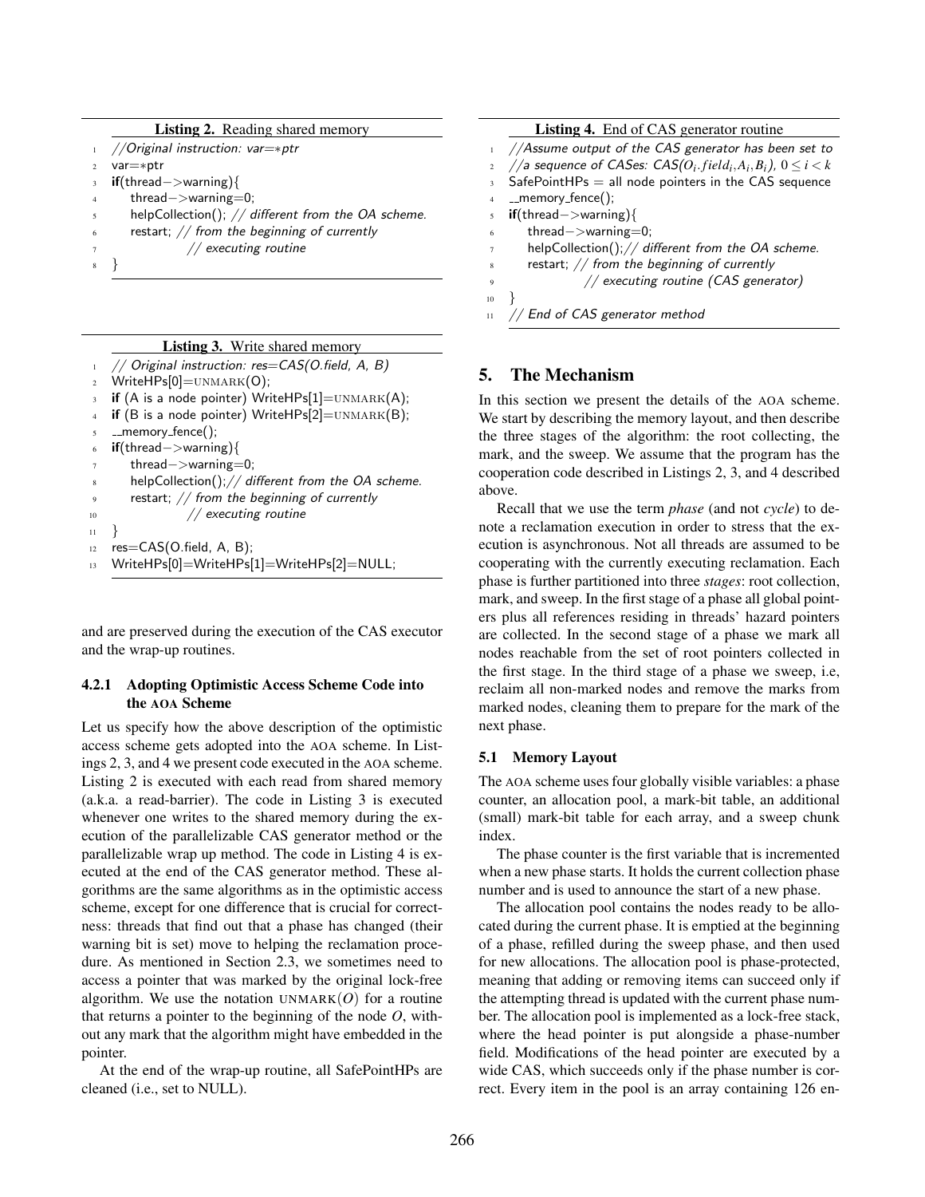**Listing 2.** Reading shared memory

```
//Original instruction: var=*ptr
var=*ptr
if(thread->warning){
    thread->warning=0;
    helpCollection(); // different from the OA scheme.
    restart; // from the beginning of currently
             // executing routine
}
```

**Listing 3.** Write shared memory

```
// Original instruction: res=CAS(O.field, A, B)
WriteHPs[0]=UNMARK(O);
if (A is a node pointer) WriteHPs[1]=UNMARK(A);
if (B is a node pointer) WriteHPs[2]=UNMARK(B);
__memory_fence();
if(thread->warning){
    thread->warning=0;
    helpCollection();// different from the OA scheme.
    restart; // from the beginning of currently
             // executing routine
}
res=CAS(O.field, A, B);
WriteHPs[0]=WriteHPs[1]=WriteHPs[2]=NULL;
```

and are preserved during the execution of the CAS executor and the wrap-up routines.

#### 4.2.1 Adopting Optimistic Access Scheme Code into the AOA Scheme

Let us specify how the above description of the optimistic access scheme gets adopted into the AOA scheme. In Listings 2, 3, and 4 we present code executed in the AOA scheme. Listing 2 is executed with each read from shared memory (a.k.a. a read-barrier). The code in Listing 3 is executed whenever one writes to the shared memory during the execution of the parallelizable CAS generator method or the parallelizable wrap up method. The code in Listing 4 is executed at the end of the CAS generator method. These algorithms are the same algorithms as in the optimistic access scheme, except for one difference that is crucial for correctness: threads that find out that a phase has changed (their warning bit is set) move to helping the reclamation procedure. As mentioned in Section 2.3, we sometimes need to access a pointer that was marked by the original lock-free algorithm. We use the notation UNMARK($O$) for a routine that returns a pointer to the beginning of the node $O$, without any mark that the algorithm might have embedded in the pointer.

At the end of the wrap-up routine, all SafePointHPs are cleaned (i.e., set to NULL).

**Listing 4.** End of CAS generator routine

```
//Assume output of the CAS generator has been set to
//a sequence of CASes: CAS(O_i.field_i,A_i,B_i), 0 <= i < k
SafePointHPs = all node pointers in the CAS sequence
__memory_fence();
if(thread->warning){
    thread->warning=0;
    helpCollection();// different from the OA scheme.
    restart; // from the beginning of currently
             // executing routine (CAS generator)
}
// End of CAS generator method
```

## 5. The Mechanism

In this section we present the details of the AOA scheme. We start by describing the memory layout, and then describe the three stages of the algorithm: the root collecting, the mark, and the sweep. We assume that the program has the cooperation code described in Listings 2, 3, and 4 described above.

Recall that we use the term *phase* (and not *cycle*) to denote a reclamation execution in order to stress that the execution is asynchronous. Not all threads are assumed to be cooperating with the currently executing reclamation. Each phase is further partitioned into three *stages*: root collection, mark, and sweep. In the first stage of a phase all global pointers plus all references residing in threads' hazard pointers are collected. In the second stage of a phase we mark all nodes reachable from the set of root pointers collected in the first stage. In the third stage of a phase we sweep, i.e, reclaim all non-marked nodes and remove the marks from marked nodes, cleaning them to prepare for the mark of the next phase.

### 5.1 Memory Layout

The AOA scheme uses four globally visible variables: a phase counter, an allocation pool, a mark-bit table, an additional (small) mark-bit table for each array, and a sweep chunk index.

The phase counter is the first variable that is incremented when a new phase starts. It holds the current collection phase number and is used to announce the start of a new phase.

The allocation pool contains the nodes ready to be allocated during the current phase. It is emptied at the beginning of a phase, refilled during the sweep phase, and then used for new allocations. The allocation pool is phase-protected, meaning that adding or removing items can succeed only if the attempting thread is updated with the current phase number. The allocation pool is implemented as a lock-free stack, where the head pointer is put alongside a phase-number field. Modifications of the head pointer are executed by a wide CAS, which succeeds only if the phase number is correct. Every item in the pool is an array containing 126 en-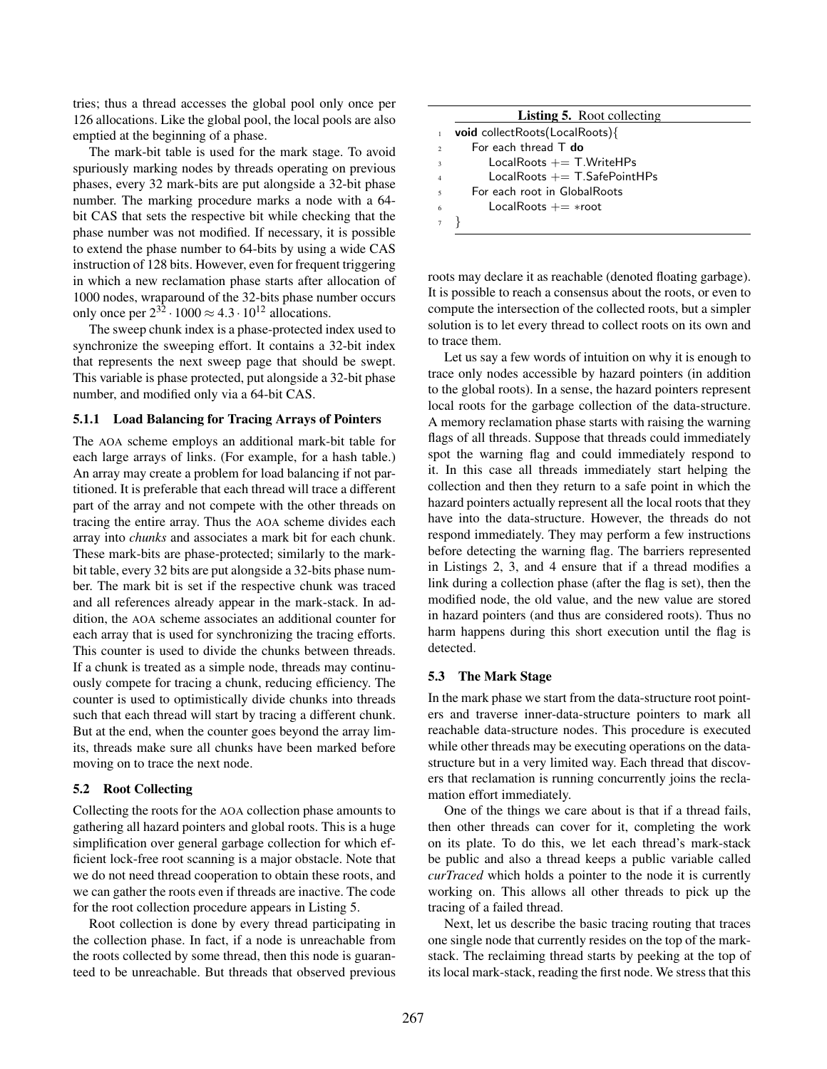tries; thus a thread accesses the global pool only once per 126 allocations. Like the global pool, the local pools are also emptied at the beginning of a phase.

The mark-bit table is used for the mark stage. To avoid spuriously marking nodes by threads operating on previous phases, every 32 mark-bits are put alongside a 32-bit phase number. The marking procedure marks a node with a 64-bit CAS that sets the respective bit while checking that the phase number was not modified. If necessary, it is possible to extend the phase number to 64-bits by using a wide CAS instruction of 128 bits. However, even for frequent triggering in which a new reclamation phase starts after allocation of 1000 nodes, wraparound of the 32-bits phase number occurs only once per $2^{32} \cdot 1000 \approx 4.3 \cdot 10^{12}$ allocations.

The sweep chunk index is a phase-protected index used to synchronize the sweeping effort. It contains a 32-bit index that represents the next sweep page that should be swept. This variable is phase protected, put alongside a 32-bit phase number, and modified only via a 64-bit CAS.

#### 5.1.1 Load Balancing for Tracing Arrays of Pointers

The AOA scheme employs an additional mark-bit table for each large arrays of links. (For example, for a hash table.) An array may create a problem for load balancing if not partitioned. It is preferable that each thread will trace a different part of the array and not compete with the other threads on tracing the entire array. Thus the AOA scheme divides each array into *chunks* and associates a mark bit for each chunk. These mark-bits are phase-protected; similarly to the mark-bit table, every 32 bits are put alongside a 32-bits phase number. The mark bit is set if the respective chunk was traced and all references already appear in the mark-stack. In addition, the AOA scheme associates an additional counter for each array that is used for synchronizing the tracing efforts. This counter is used to divide the chunks between threads. If a chunk is treated as a simple node, threads may continuously compete for tracing a chunk, reducing efficiency. The counter is used to optimistically divide chunks into threads such that each thread will start by tracing a different chunk. But at the end, when the counter goes beyond the array limits, threads make sure all chunks have been marked before moving on to trace the next node.

### 5.2 Root Collecting

Collecting the roots for the AOA collection phase amounts to gathering all hazard pointers and global roots. This is a huge simplification over general garbage collection for which efficient lock-free root scanning is a major obstacle. Note that we do not need thread cooperation to obtain these roots, and we can gather the roots even if threads are inactive. The code for the root collection procedure appears in Listing 5.

Root collection is done by every thread participating in the collection phase. In fact, if a node is unreachable from the roots collected by some thread, then this node is guaranteed to be unreachable. But threads that observed previous roots may declare it as reachable (denoted floating garbage). It is possible to reach a consensus about the roots, or even to compute the intersection of the collected roots, but a simpler solution is to let every thread to collect roots on its own and to trace them.

**Listing 5.** Root collecting

```
1  void collectRoots(LocalRoots){
2     For each thread T do
3        LocalRoots += T.WriteHPs
4        LocalRoots += T.SafePointHPs
5     For each root in GlobalRoots
6        LocalRoots += *root
7  }
```

Let us say a few words of intuition on why it is enough to trace only nodes accessible by hazard pointers (in addition to the global roots). In a sense, the hazard pointers represent local roots for the garbage collection of the data-structure. A memory reclamation phase starts with raising the warning flags of all threads. Suppose that threads could immediately spot the warning flag and could immediately respond to it. In this case all threads immediately start helping the collection and then they return to a safe point in which the hazard pointers actually represent all the local roots that they have into the data-structure. However, the threads do not respond immediately. They may perform a few instructions before detecting the warning flag. The barriers represented in Listings 2, 3, and 4 ensure that if a thread modifies a link during a collection phase (after the flag is set), then the modified node, the old value, and the new value are stored in hazard pointers (and thus are considered roots). Thus no harm happens during this short execution until the flag is detected.

### 5.3 The Mark Stage

In the mark phase we start from the data-structure root pointers and traverse inner-data-structure pointers to mark all reachable data-structure nodes. This procedure is executed while other threads may be executing operations on the data-structure but in a very limited way. Each thread that discovers that reclamation is running concurrently joins the reclamation effort immediately.

One of the things we care about is that if a thread fails, then other threads can cover for it, completing the work on its plate. To do this, we let each thread's mark-stack be public and also a thread keeps a public variable called *curTraced* which holds a pointer to the node it is currently working on. This allows all other threads to pick up the tracing of a failed thread.

Next, let us describe the basic tracing routing that traces one single node that currently resides on the top of the mark-stack. The reclaiming thread starts by peeking at the top of its local mark-stack, reading the first node. We stress that this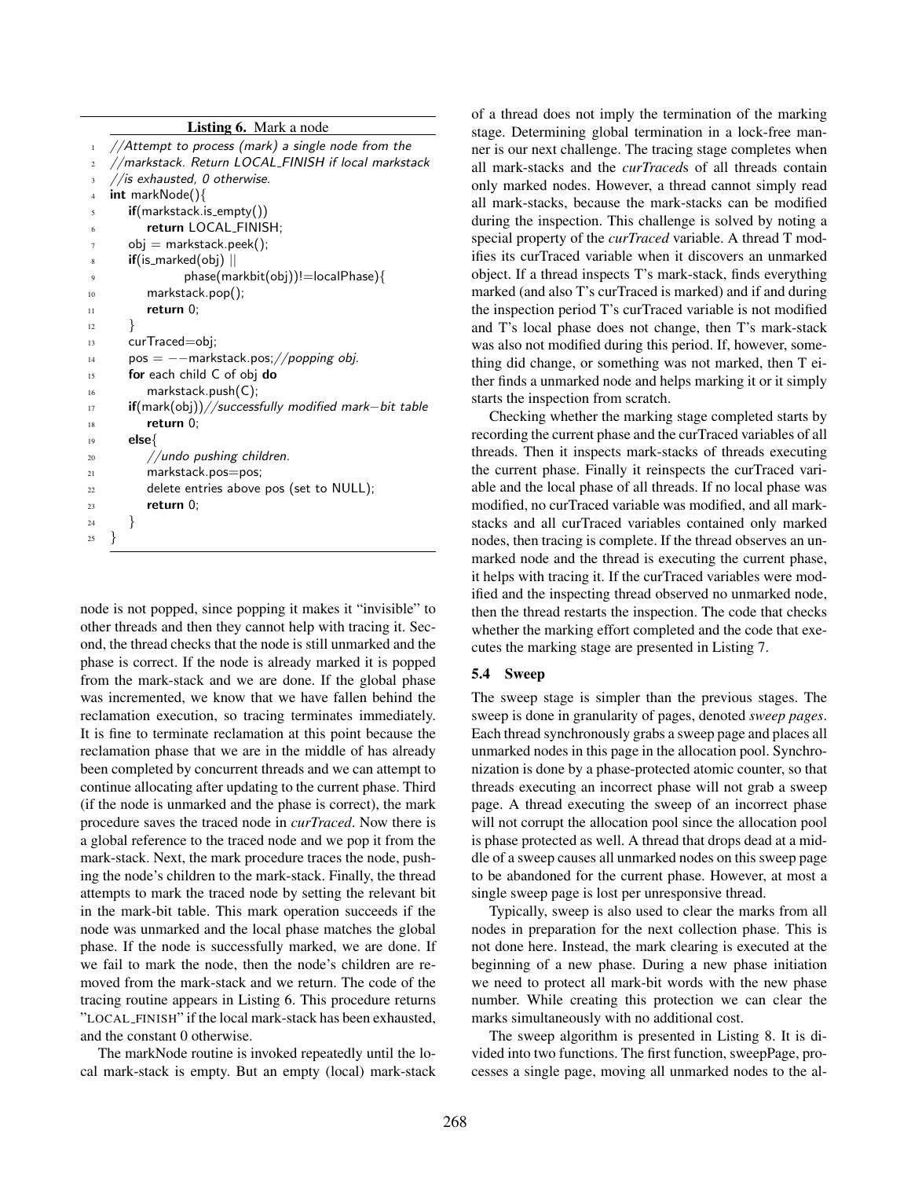**Listing 6.** Mark a node

```
1  //Attempt to process (mark) a single node from the
2  //markstack. Return LOCAL_FINISH if local markstack
3  //is exhausted, 0 otherwise.
4  int markNode(){
5     if(markstack.is_empty())
6        return LOCAL_FINISH;
7     obj = markstack.peek();
8     if(is_marked(obj) ||
9              phase(markbit(obj))!=localPhase){
10       markstack.pop();
11       return 0;
12    }
13    curTraced=obj;
14    pos = --markstack.pos;//popping obj.
15    for each child C of obj do
16       markstack.push(C);
17    if(mark(obj))//successfully modified mark-bit table
18       return 0;
19    else{
20       //undo pushing children.
21       markstack.pos=pos;
22       delete entries above pos (set to NULL);
23       return 0;
24    }
25 }
```

node is not popped, since popping it makes it "invisible" to other threads and then they cannot help with tracing it. Second, the thread checks that the node is still unmarked and the phase is correct. If the node is already marked it is popped from the mark-stack and we are done. If the global phase was incremented, we know that we have fallen behind the reclamation execution, so tracing terminates immediately. It is fine to terminate reclamation at this point because the reclamation phase that we are in the middle of has already been completed by concurrent threads and we can attempt to continue allocating after updating to the current phase. Third (if the node is unmarked and the phase is correct), the mark procedure saves the traced node in *curTraced*. Now there is a global reference to the traced node and we pop it from the mark-stack. Next, the mark procedure traces the node, pushing the node's children to the mark-stack. Finally, the thread attempts to mark the traced node by setting the relevant bit in the mark-bit table. This mark operation succeeds if the node was unmarked and the local phase matches the global phase. If the node is successfully marked, we are done. If we fail to mark the node, then the node's children are removed from the mark-stack and we return. The code of the tracing routine appears in Listing 6. This procedure returns "LOCAL_FINISH" if the local mark-stack has been exhausted, and the constant 0 otherwise.

The markNode routine is invoked repeatedly until the local mark-stack is empty. But an empty (local) mark-stack of a thread does not imply the termination of the marking stage. Determining global termination in a lock-free manner is our next challenge. The tracing stage completes when all mark-stacks and the *curTraced*s of all threads contain only marked nodes. However, a thread cannot simply read all mark-stacks, because the mark-stacks can be modified during the inspection. This challenge is solved by noting a special property of the *curTraced* variable. A thread T modifies its curTraced variable when it discovers an unmarked object. If a thread inspects T's mark-stack, finds everything marked (and also T's curTraced is marked) and if and during the inspection period T's curTraced variable is not modified and T's local phase does not change, then T's mark-stack was also not modified during this period. If, however, something did change, or something was not marked, then T either finds a unmarked node and helps marking it or it simply starts the inspection from scratch.

Checking whether the marking stage completed starts by recording the current phase and the curTraced variables of all threads. Then it inspects mark-stacks of threads executing the current phase. Finally it reinspects the curTraced variable and the local phase of all threads. If no local phase was modified, no curTraced variable was modified, and all mark-stacks and all curTraced variables contained only marked nodes, then tracing is complete. If the thread observes an unmarked node and the thread is executing the current phase, it helps with tracing it. If the curTraced variables were modified and the inspecting thread observed no unmarked node, then the thread restarts the inspection. The code that checks whether the marking effort completed and the code that executes the marking stage are presented in Listing 7.

### 5.4 Sweep

The sweep stage is simpler than the previous stages. The sweep is done in granularity of pages, denoted *sweep pages*. Each thread synchronously grabs a sweep page and places all unmarked nodes in this page in the allocation pool. Synchronization is done by a phase-protected atomic counter, so that threads executing an incorrect phase will not grab a sweep page. A thread executing the sweep of an incorrect phase will not corrupt the allocation pool since the allocation pool is phase protected as well. A thread that drops dead at a middle of a sweep causes all unmarked nodes on this sweep page to be abandoned for the current phase. However, at most a single sweep page is lost per unresponsive thread.

Typically, sweep is also used to clear the marks from all nodes in preparation for the next collection phase. This is not done here. Instead, the mark clearing is executed at the beginning of a new phase. During a new phase initiation we need to protect all mark-bit words with the new phase number. While creating this protection we can clear the marks simultaneously with no additional cost.

The sweep algorithm is presented in Listing 8. It is divided into two functions. The first function, sweepPage, processes a single page, moving all unmarked nodes to the al-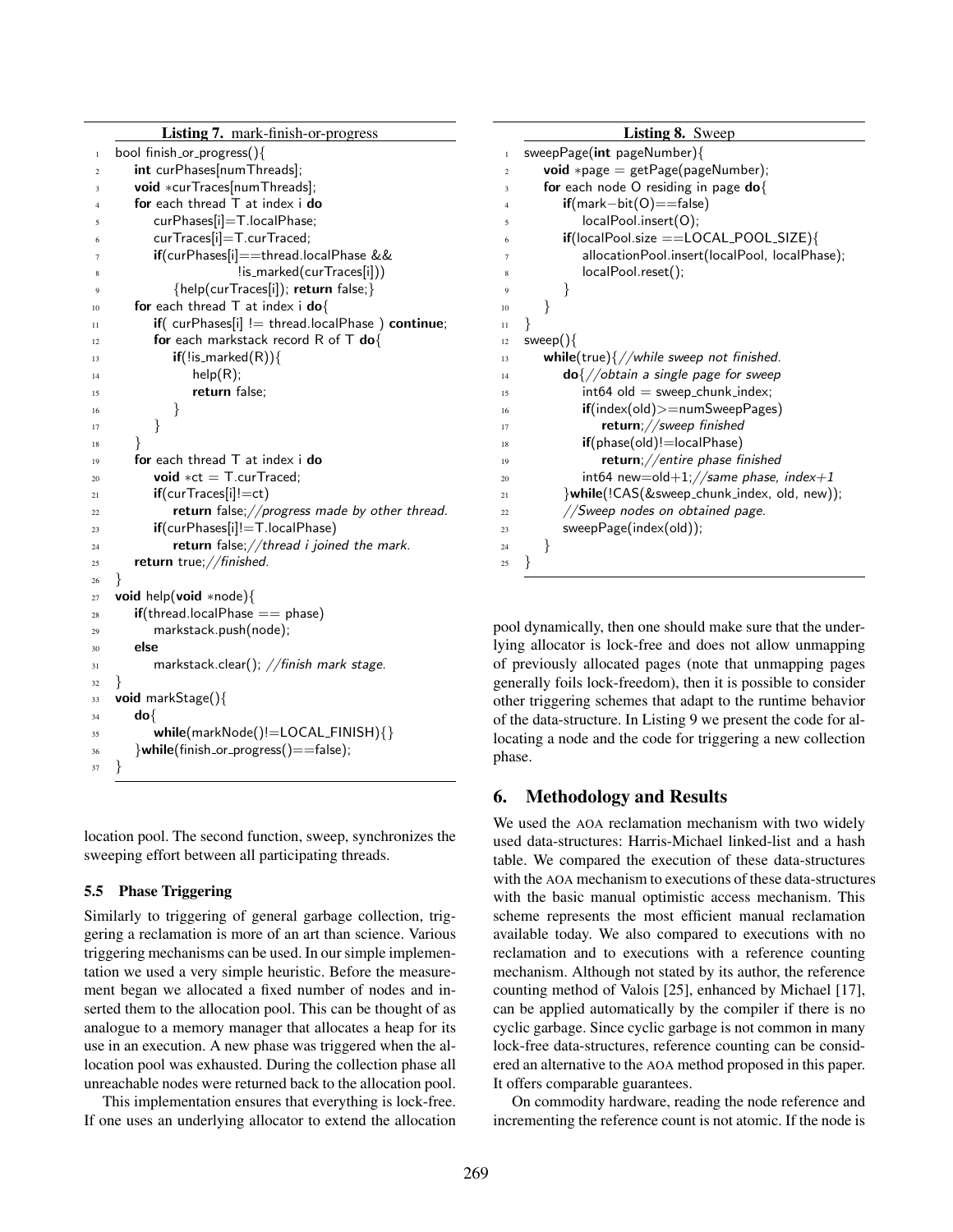**Listing 7.** mark-finish-or-progress

```
1  bool finish_or_progress(){
2      int curPhases[numThreads];
3      void *curTraces[numThreads];
4      for each thread T at index i do
5          curPhases[i]=T.localPhase;
6          curTraces[i]=T.curTraced;
7          if(curPhases[i]==thread.localPhase &&
8                          !is_marked(curTraces[i]))
9              {help(curTraces[i]); return false;}
10     for each thread T at index i do{
11         if( curPhases[i] != thread.localPhase ) continue;
12         for each markstack record R of T do{
13             if(!is_marked(R)){
14                 help(R);
15                 return false;
16             }
17         }
18     }
19     for each thread T at index i do
20         void *ct = T.curTraced;
21         if(curTraces[i]!=ct)
22             return false;//progress made by other thread.
23         if(curPhases[i]!=T.localPhase)
24             return false;//thread i joined the mark.
25     return true;//finished.
26 }
27 void help(void *node){
28     if(thread.localPhase == phase)
29         markstack.push(node);
30     else
31         markstack.clear(); //finish mark stage.
32 }
33 void markStage(){
34     do{
35         while(markNode()!=LOCAL_FINISH){}
36     }while(finish_or_progress()==false);
37 }
```

location pool. The second function, sweep, synchronizes the sweeping effort between all participating threads.

### 5.5 Phase Triggering

Similarly to triggering of general garbage collection, triggering a reclamation is more of an art than science. Various triggering mechanisms can be used. In our simple implementation we used a very simple heuristic. Before the measurement began we allocated a fixed number of nodes and inserted them to the allocation pool. This can be thought of as analogue to a memory manager that allocates a heap for its use in an execution. A new phase was triggered when the allocation pool was exhausted. During the collection phase all unreachable nodes were returned back to the allocation pool.

This implementation ensures that everything is lock-free. If one uses an underlying allocator to extend the allocation

**Listing 8.** Sweep

```
1  sweepPage(int pageNumber){
2      void *page = getPage(pageNumber);
3      for each node O residing in page do{
4          if(mark-bit(O)==false)
5              localPool.insert(O);
6          if(localPool.size ==LOCAL_POOL_SIZE){
7              allocationPool.insert(localPool, localPhase);
8              localPool.reset();
9          }
10     }
11 }
12 sweep(){
13     while(true){//while sweep not finished.
14         do{//obtain a single page for sweep
15             int64 old = sweep_chunk_index;
16             if(index(old)>=numSweepPages)
17                 return;//sweep finished
18             if(phase(old)!=localPhase)
19                 return;//entire phase finished
20             int64 new=old+1;//same phase, index+1
21         }while(!CAS(&sweep_chunk_index, old, new));
22         //Sweep nodes on obtained page.
23         sweepPage(index(old));
24     }
25 }
```

pool dynamically, then one should make sure that the underlying allocator is lock-free and does not allow unmapping of previously allocated pages (note that unmapping pages generally foils lock-freedom), then it is possible to consider other triggering schemes that adapt to the runtime behavior of the data-structure. In Listing 9 we present the code for allocating a node and the code for triggering a new collection phase.

## 6. Methodology and Results

We used the AOA reclamation mechanism with two widely used data-structures: Harris-Michael linked-list and a hash table. We compared the execution of these data-structures with the AOA mechanism to executions of these data-structures with the basic manual optimistic access mechanism. This scheme represents the most efficient manual reclamation available today. We also compared to executions with no reclamation and to executions with a reference counting mechanism. Although not stated by its author, the reference counting method of Valois [25], enhanced by Michael [17], can be applied automatically by the compiler if there is no cyclic garbage. Since cyclic garbage is not common in many lock-free data-structures, reference counting can be considered an alternative to the AOA method proposed in this paper. It offers comparable guarantees.

On commodity hardware, reading the node reference and incrementing the reference count is not atomic. If the node is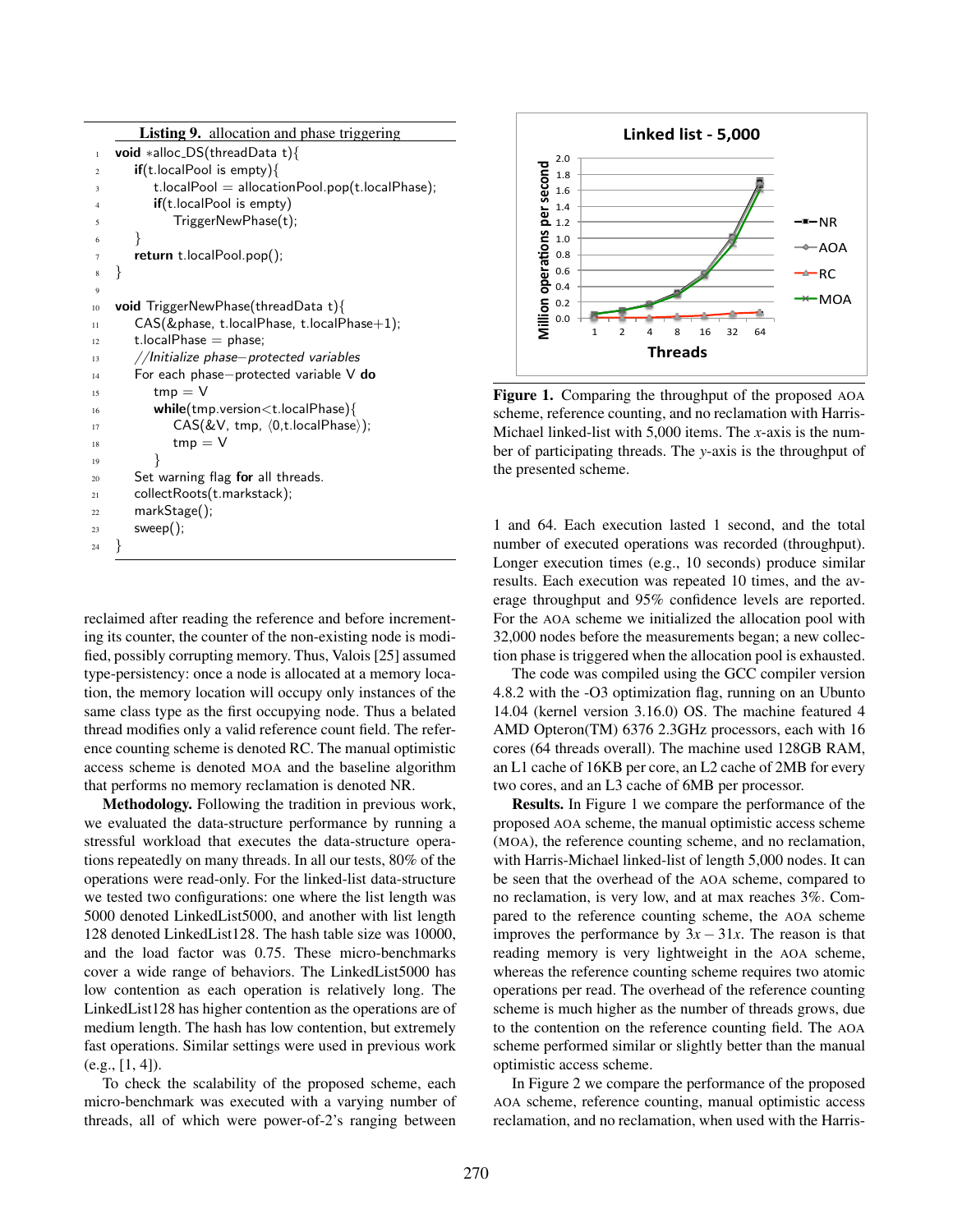**Listing 9.** allocation and phase triggering

```
1  void *alloc_DS(threadData t){
2      if(t.localPool is empty){
3          t.localPool = allocationPool.pop(t.localPhase);
4          if(t.localPool is empty)
5              TriggerNewPhase(t);
6      }
7      return t.localPool.pop();
8  }
9
10 void TriggerNewPhase(threadData t){
11     CAS(&phase, t.localPhase, t.localPhase+1);
12     t.localPhase = phase;
13     //Initialize phase−protected variables
14     For each phase−protected variable V do
15         tmp = V
16         while(tmp.version<t.localPhase){
17             CAS(&V, tmp, ⟨0,t.localPhase⟩);
18             tmp = V
19         }
20     Set warning flag for all threads.
21     collectRoots(t.markstack);
22     markStage();
23     sweep();
24 }
```

reclaimed after reading the reference and before incrementing its counter, the counter of the non-existing node is modified, possibly corrupting memory. Thus, Valois [25] assumed type-persistency: once a node is allocated at a memory location, the memory location will occupy only instances of the same class type as the first occupying node. Thus a belated thread modifies only a valid reference count field. The reference counting scheme is denoted RC. The manual optimistic access scheme is denoted MOA and the baseline algorithm that performs no memory reclamation is denoted NR.

**Methodology.** Following the tradition in previous work, we evaluated the data-structure performance by running a stressful workload that executes the data-structure operations repeatedly on many threads. In all our tests, 80% of the operations were read-only. For the linked-list data-structure we tested two configurations: one where the list length was 5000 denoted LinkedList5000, and another with list length 128 denoted LinkedList128. The hash table size was 10000, and the load factor was 0.75. These micro-benchmarks cover a wide range of behaviors. The LinkedList5000 has low contention as each operation is relatively long. The LinkedList128 has higher contention as the operations are of medium length. The hash has low contention, but extremely fast operations. Similar settings were used in previous work (e.g., [1, 4]).

To check the scalability of the proposed scheme, each micro-benchmark was executed with a varying number of threads, all of which were power-of-2's ranging between 1 and 64. Each execution lasted 1 second, and the total number of executed operations was recorded (throughput). Longer execution times (e.g., 10 seconds) produce similar results. Each execution was repeated 10 times, and the average throughput and 95% confidence levels are reported. For the AOA scheme we initialized the allocation pool with 32,000 nodes before the measurements began; a new collection phase is triggered when the allocation pool is exhausted.

The code was compiled using the GCC compiler version 4.8.2 with the -O3 optimization flag, running on an Ubuntu 14.04 (kernel version 3.16.0) OS. The machine featured 4 AMD Opteron(TM) 6376 2.3GHz processors, each with 16 cores (64 threads overall). The machine used 128GB RAM, an L1 cache of 16KB per core, an L2 cache of 2MB for every two cores, and an L3 cache of 6MB per processor.

**Figure 1.** Comparing the throughput of the proposed AOA scheme, reference counting, and no reclamation with Harris-Michael linked-list with 5,000 items. The *x*-axis is the number of participating threads. The *y*-axis is the throughput of the presented scheme.

**Results.** In Figure 1 we compare the performance of the proposed AOA scheme, the manual optimistic access scheme (MOA), the reference counting scheme, and no reclamation, with Harris-Michael linked-list of length 5,000 nodes. It can be seen that the overhead of the AOA scheme, compared to no reclamation, is very low, and at max reaches 3%. Compared to the reference counting scheme, the AOA scheme improves the performance by $3x - 31x$. The reason is that reading memory is very lightweight in the AOA scheme, whereas the reference counting scheme requires two atomic operations per read. The overhead of the reference counting scheme is much higher as the number of threads grows, due to the contention on the reference counting field. The AOA scheme performed similar or slightly better than the manual optimistic access scheme.

In Figure 2 we compare the performance of the proposed AOA scheme, reference counting, manual optimistic access reclamation, and no reclamation, when used with the Harris-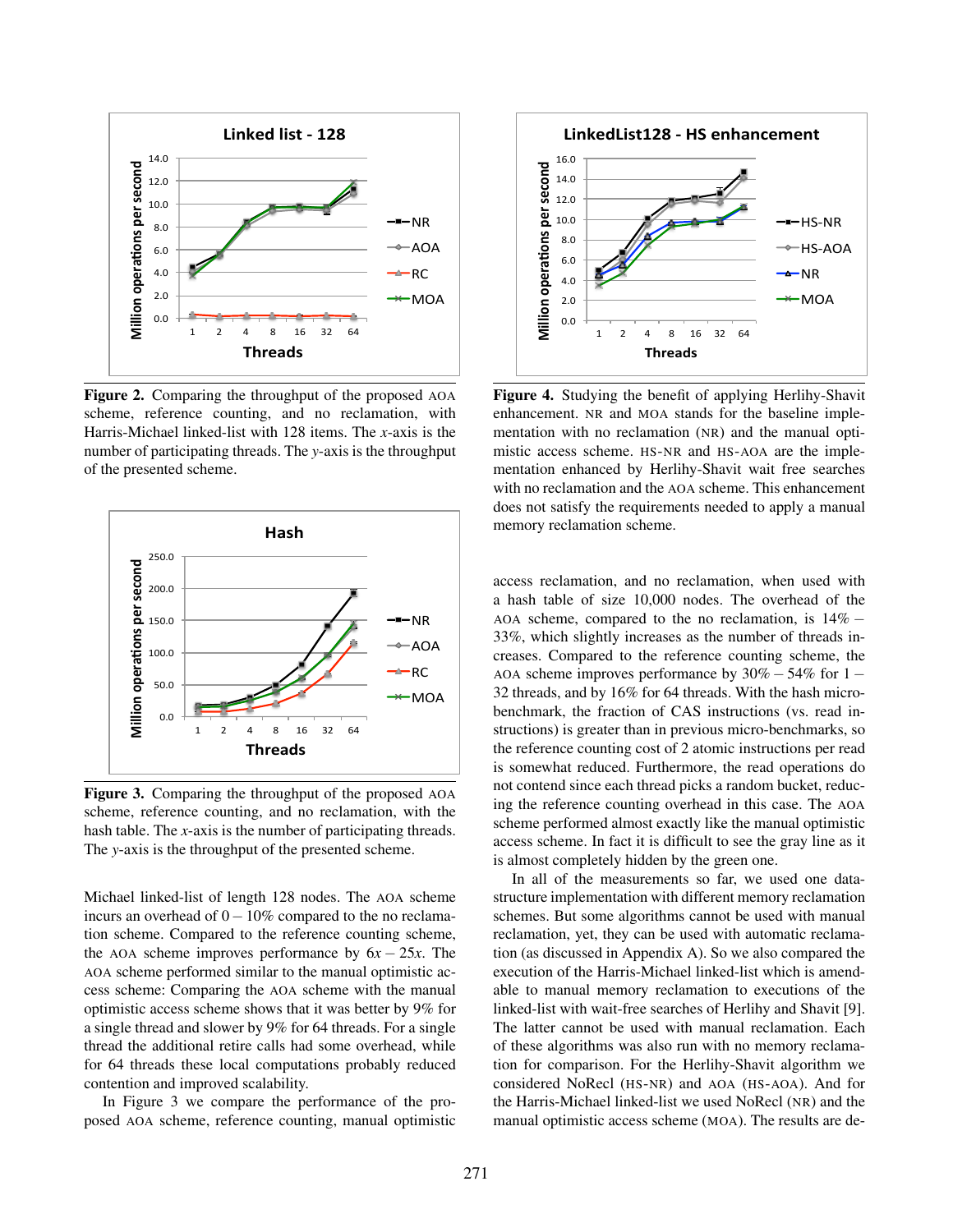**Figure 2.** Comparing the throughput of the proposed AOA scheme, reference counting, and no reclamation, with Harris-Michael linked-list with 128 items. The *x*-axis is the number of participating threads. The *y*-axis is the throughput of the presented scheme.

**Figure 3.** Comparing the throughput of the proposed AOA scheme, reference counting, and no reclamation, with the hash table. The *x*-axis is the number of participating threads. The *y*-axis is the throughput of the presented scheme.

Michael linked-list of length 128 nodes. The AOA scheme incurs an overhead of $0-10\%$ compared to the no reclamation scheme. Compared to the reference counting scheme, the AOA scheme improves performance by $6x-25x$. The AOA scheme performed similar to the manual optimistic access scheme: Comparing the AOA scheme with the manual optimistic access scheme shows that it was better by 9% for a single thread and slower by 9% for 64 threads. For a single thread the additional retire calls had some overhead, while for 64 threads these local computations probably reduced contention and improved scalability.

In Figure 3 we compare the performance of the proposed AOA scheme, reference counting, manual optimistic access reclamation, and no reclamation, when used with a hash table of size 10,000 nodes. The overhead of the AOA scheme, compared to the no reclamation, is $14\%-33\%$, which slightly increases as the number of threads increases. Compared to the reference counting scheme, the AOA scheme improves performance by $30\%-54\%$ for $1-32$ threads, and by 16% for 64 threads. With the hash microbenchmark, the fraction of CAS instructions (vs. read instructions) is greater than in previous micro-benchmarks, so the reference counting cost of 2 atomic instructions per read is somewhat reduced. Furthermore, the read operations do not contend since each thread picks a random bucket, reducing the reference counting overhead in this case. The AOA scheme performed almost exactly like the manual optimistic access scheme. In fact it is difficult to see the gray line as it is almost completely hidden by the green one.

**Figure 4.** Studying the benefit of applying Herlihy-Shavit enhancement. NR and MOA stands for the baseline implementation with no reclamation (NR) and the manual optimistic access scheme. HS-NR and HS-AOA are the implementation enhanced by Herlihy-Shavit wait free searches with no reclamation and the AOA scheme. This enhancement does not satisfy the requirements needed to apply a manual memory reclamation scheme.

In all of the measurements so far, we used one datastructure implementation with different memory reclamation schemes. But some algorithms cannot be used with manual reclamation, yet, they can be used with automatic reclamation (as discussed in Appendix A). So we also compared the execution of the Harris-Michael linked-list which is amendable to manual memory reclamation to executions of the linked-list with wait-free searches of Herlihy and Shavit [9]. The latter cannot be used with manual reclamation. Each of these algorithms was also run with no memory reclamation for comparison. For the Herlihy-Shavit algorithm we considered NoRecl (HS-NR) and AOA (HS-AOA). And for the Harris-Michael linked-list we used NoRecl (NR) and the manual optimistic access scheme (MOA). The results are de-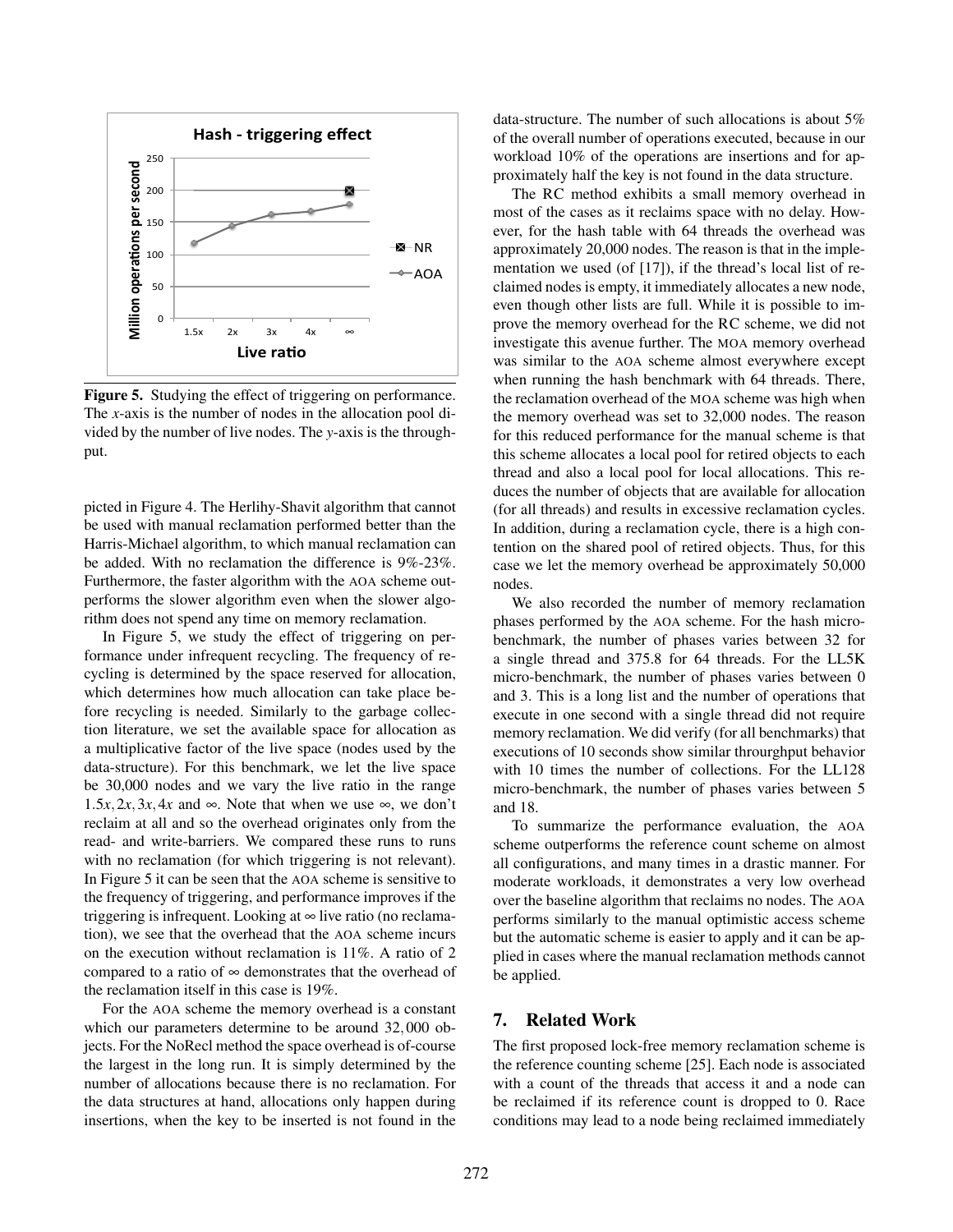**Figure 5.** Studying the effect of triggering on performance. The *x*-axis is the number of nodes in the allocation pool divided by the number of live nodes. The *y*-axis is the throughput.

picted in Figure 4. The Herlihy-Shavit algorithm that cannot be used with manual reclamation performed better than the Harris-Michael algorithm, to which manual reclamation can be added. With no reclamation the difference is 9%-23%. Furthermore, the faster algorithm with the AOA scheme outperforms the slower algorithm even when the slower algorithm does not spend any time on memory reclamation.

In Figure 5, we study the effect of triggering on performance under infrequent recycling. The frequency of recycling is determined by the space reserved for allocation, which determines how much allocation can take place before recycling is needed. Similarly to the garbage collection literature, we set the available space for allocation as a multiplicative factor of the live space (nodes used by the data-structure). For this benchmark, we let the live space be 30,000 nodes and we vary the live ratio in the range $1.5x, 2x, 3x, 4x$ and $\infty$. Note that when we use $\infty$, we don't reclaim at all and so the overhead originates only from the read- and write-barriers. We compared these runs to runs with no reclamation (for which triggering is not relevant). In Figure 5 it can be seen that the AOA scheme is sensitive to the frequency of triggering, and performance improves if the triggering is infrequent. Looking at $\infty$ live ratio (no reclamation), we see that the overhead that the AOA scheme incurs on the execution without reclamation is 11%. A ratio of 2 compared to a ratio of $\infty$ demonstrates that the overhead of the reclamation itself in this case is 19%.

For the AOA scheme the memory overhead is a constant which our parameters determine to be around $32,000$ objects. For the NoRecl method the space overhead is of-course the largest in the long run. It is simply determined by the number of allocations because there is no reclamation. For the data structures at hand, allocations only happen during insertions, when the key to be inserted is not found in the data-structure. The number of such allocations is about 5% of the overall number of operations executed, because in our workload 10% of the operations are insertions and for approximately half the key is not found in the data structure.

The RC method exhibits a small memory overhead in most of the cases as it reclaims space with no delay. However, for the hash table with 64 threads the overhead was approximately 20,000 nodes. The reason is that in the implementation we used (of [17]), if the thread's local list of reclaimed nodes is empty, it immediately allocates a new node, even though other lists are full. While it is possible to improve the memory overhead for the RC scheme, we did not investigate this avenue further. The MOA memory overhead was similar to the AOA scheme almost everywhere except when running the hash benchmark with 64 threads. There, the reclamation overhead of the MOA scheme was high when the memory overhead was set to 32,000 nodes. The reason for this reduced performance for the manual scheme is that this scheme allocates a local pool for retired objects to each thread and also a local pool for local allocations. This reduces the number of objects that are available for allocation (for all threads) and results in excessive reclamation cycles. In addition, during a reclamation cycle, there is a high contention on the shared pool of retired objects. Thus, for this case we let the memory overhead be approximately 50,000 nodes.

We also recorded the number of memory reclamation phases performed by the AOA scheme. For the hash micro-benchmark, the number of phases varies between 32 for a single thread and 375.8 for 64 threads. For the LL5K micro-benchmark, the number of phases varies between 0 and 3. This is a long list and the number of operations that execute in one second with a single thread did not require memory reclamation. We did verify (for all benchmarks) that executions of 10 seconds show similar throurghput behavior with 10 times the number of collections. For the LL128 micro-benchmark, the number of phases varies between 5 and 18.

To summarize the performance evaluation, the AOA scheme outperforms the reference count scheme on almost all configurations, and many times in a drastic manner. For moderate workloads, it demonstrates a very low overhead over the baseline algorithm that reclaims no nodes. The AOA performs similarly to the manual optimistic access scheme but the automatic scheme is easier to apply and it can be applied in cases where the manual reclamation methods cannot be applied.

## 7. Related Work

The first proposed lock-free memory reclamation scheme is the reference counting scheme [25]. Each node is associated with a count of the threads that access it and a node can be reclaimed if its reference count is dropped to 0. Race conditions may lead to a node being reclaimed immediately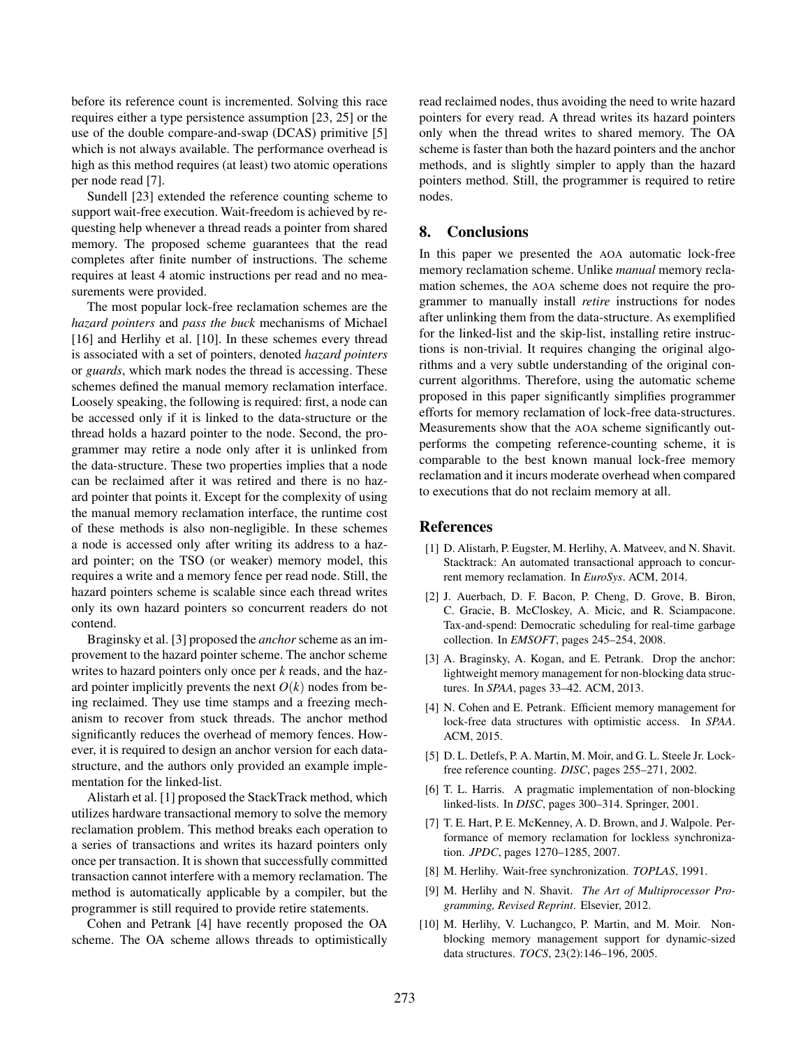before its reference count is incremented. Solving this race requires either a type persistence assumption [23, 25] or the use of the double compare-and-swap (DCAS) primitive [5] which is not always available. The performance overhead is high as this method requires (at least) two atomic operations per node read [7].

Sundell [23] extended the reference counting scheme to support wait-free execution. Wait-freedom is achieved by requesting help whenever a thread reads a pointer from shared memory. The proposed scheme guarantees that the read completes after finite number of instructions. The scheme requires at least 4 atomic instructions per read and no measurements were provided.

The most popular lock-free reclamation schemes are the *hazard pointers* and *pass the buck* mechanisms of Michael [16] and Herlihy et al. [10]. In these schemes every thread is associated with a set of pointers, denoted *hazard pointers* or *guards*, which mark nodes the thread is accessing. These schemes defined the manual memory reclamation interface. Loosely speaking, the following is required: first, a node can be accessed only if it is linked to the data-structure or the thread holds a hazard pointer to the node. Second, the programmer may retire a node only after it is unlinked from the data-structure. These two properties implies that a node can be reclaimed after it was retired and there is no hazard pointer that points it. Except for the complexity of using the manual memory reclamation interface, the runtime cost of these methods is also non-negligible. In these schemes a node is accessed only after writing its address to a hazard pointer; on the TSO (or weaker) memory model, this requires a write and a memory fence per read node. Still, the hazard pointers scheme is scalable since each thread writes only its own hazard pointers so concurrent readers do not contend.

Braginsky et al. [3] proposed the *anchor* scheme as an improvement to the hazard pointer scheme. The anchor scheme writes to hazard pointers only once per $k$ reads, and the hazard pointer implicitly prevents the next $O(k)$ nodes from being reclaimed. They use time stamps and a freezing mechanism to recover from stuck threads. The anchor method significantly reduces the overhead of memory fences. However, it is required to design an anchor version for each data-structure, and the authors only provided an example implementation for the linked-list.

Alistarh et al. [1] proposed the StackTrack method, which utilizes hardware transactional memory to solve the memory reclamation problem. This method breaks each operation to a series of transactions and writes its hazard pointers only once per transaction. It is shown that successfully committed transaction cannot interfere with a memory reclamation. The method is automatically applicable by a compiler, but the programmer is still required to provide retire statements.

Cohen and Petrank [4] have recently proposed the OA scheme. The OA scheme allows threads to optimistically read reclaimed nodes, thus avoiding the need to write hazard pointers for every read. A thread writes its hazard pointers only when the thread writes to shared memory. The OA scheme is faster than both the hazard pointers and the anchor methods, and is slightly simpler to apply than the hazard pointers method. Still, the programmer is required to retire nodes.

## 8. Conclusions

In this paper we presented the AOA automatic lock-free memory reclamation scheme. Unlike *manual* memory reclamation schemes, the AOA scheme does not require the programmer to manually install *retire* instructions for nodes after unlinking them from the data-structure. As exemplified for the linked-list and the skip-list, installing retire instructions is non-trivial. It requires changing the original algorithms and a very subtle understanding of the original concurrent algorithms. Therefore, using the automatic scheme proposed in this paper significantly simplifies programmer efforts for memory reclamation of lock-free data-structures. Measurements show that the AOA scheme significantly outperforms the competing reference-counting scheme, it is comparable to the best known manual lock-free memory reclamation and it incurs moderate overhead when compared to executions that do not reclaim memory at all.

## References

[1] D. Alistarh, P. Eugster, M. Herlihy, A. Matveev, and N. Shavit. Stacktrack: An automated transactional approach to concurrent memory reclamation. In *EuroSys*. ACM, 2014.

[2] J. Auerbach, D. F. Bacon, P. Cheng, D. Grove, B. Biron, C. Gracie, B. McCloskey, A. Micic, and R. Sciampacone. Tax-and-spend: Democratic scheduling for real-time garbage collection. In *EMSOFT*, pages 245–254, 2008.

[3] A. Braginsky, A. Kogan, and E. Petrank. Drop the anchor: lightweight memory management for non-blocking data structures. In *SPAA*, pages 33–42. ACM, 2013.

[4] N. Cohen and E. Petrank. Efficient memory management for lock-free data structures with optimistic access. In *SPAA*. ACM, 2015.

[5] D. L. Detlefs, P. A. Martin, M. Moir, and G. L. Steele Jr. Lock-free reference counting. *DISC*, pages 255–271, 2002.

[6] T. L. Harris. A pragmatic implementation of non-blocking linked-lists. In *DISC*, pages 300–314. Springer, 2001.

[7] T. E. Hart, P. E. McKenney, A. D. Brown, and J. Walpole. Performance of memory reclamation for lockless synchronization. *JPDC*, pages 1270–1285, 2007.

[8] M. Herlihy. Wait-free synchronization. *TOPLAS*, 1991.

[9] M. Herlihy and N. Shavit. *The Art of Multiprocessor Programming, Revised Reprint*. Elsevier, 2012.

[10] M. Herlihy, V. Luchangco, P. Martin, and M. Moir. Non-blocking memory management support for dynamic-sized data structures. *TOCS*, 23(2):146–196, 2005.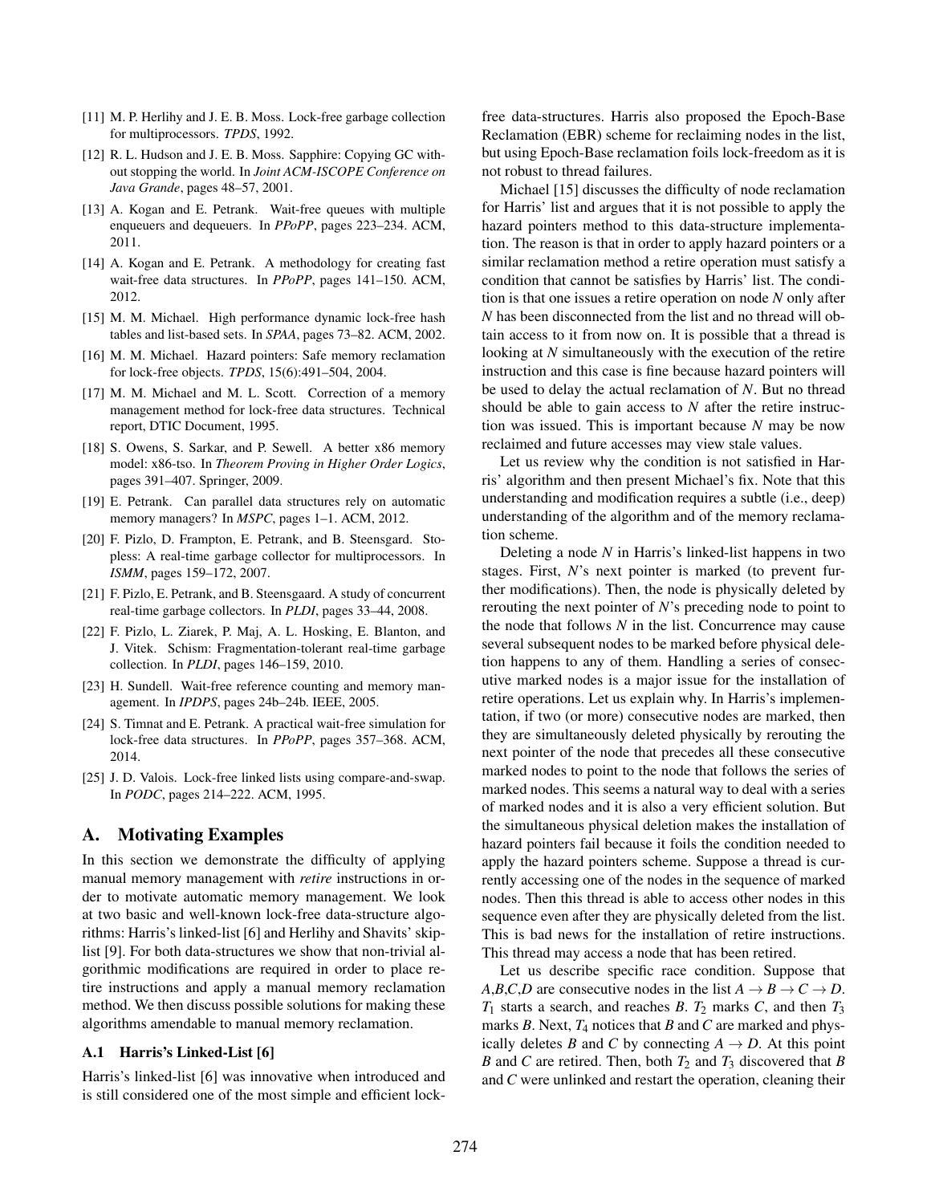[11] M. P. Herlihy and J. E. B. Moss. Lock-free garbage collection for multiprocessors. *TPDS*, 1992.

[12] R. L. Hudson and J. E. B. Moss. Sapphire: Copying GC without stopping the world. In *Joint ACM-ISCOPE Conference on Java Grande*, pages 48–57, 2001.

[13] A. Kogan and E. Petrank. Wait-free queues with multiple enqueuers and dequeuers. In *PPoPP*, pages 223–234. ACM, 2011.

[14] A. Kogan and E. Petrank. A methodology for creating fast wait-free data structures. In *PPoPP*, pages 141–150. ACM, 2012.

[15] M. M. Michael. High performance dynamic lock-free hash tables and list-based sets. In *SPAA*, pages 73–82. ACM, 2002.

[16] M. M. Michael. Hazard pointers: Safe memory reclamation for lock-free objects. *TPDS*, 15(6):491–504, 2004.

[17] M. M. Michael and M. L. Scott. Correction of a memory management method for lock-free data structures. Technical report, DTIC Document, 1995.

[18] S. Owens, S. Sarkar, and P. Sewell. A better x86 memory model: x86-tso. In *Theorem Proving in Higher Order Logics*, pages 391–407. Springer, 2009.

[19] E. Petrank. Can parallel data structures rely on automatic memory managers? In *MSPC*, pages 1–1. ACM, 2012.

[20] F. Pizlo, D. Frampton, E. Petrank, and B. Steensgard. Stopless: A real-time garbage collector for multiprocessors. In *ISMM*, pages 159–172, 2007.

[21] F. Pizlo, E. Petrank, and B. Steensgaard. A study of concurrent real-time garbage collectors. In *PLDI*, pages 33–44, 2008.

[22] F. Pizlo, L. Ziarek, P. Maj, A. L. Hosking, E. Blanton, and J. Vitek. Schism: Fragmentation-tolerant real-time garbage collection. In *PLDI*, pages 146–159, 2010.

[23] H. Sundell. Wait-free reference counting and memory management. In *IPDPS*, pages 24b–24b. IEEE, 2005.

[24] S. Timnat and E. Petrank. A practical wait-free simulation for lock-free data structures. In *PPoPP*, pages 357–368. ACM, 2014.

[25] J. D. Valois. Lock-free linked lists using compare-and-swap. In *PODC*, pages 214–222. ACM, 1995.

# A. Motivating Examples

In this section we demonstrate the difficulty of applying manual memory management with *retire* instructions in order to motivate automatic memory management. We look at two basic and well-known lock-free data-structure algorithms: Harris's linked-list [6] and Herlihy and Shavits' skip-list [9]. For both data-structures we show that non-trivial algorithmic modifications are required in order to place retire instructions and apply a manual memory reclamation method. We then discuss possible solutions for making these algorithms amendable to manual memory reclamation.

## A.1 Harris's Linked-List [6]

Harris's linked-list [6] was innovative when introduced and is still considered one of the most simple and efficient lock-free data-structures. Harris also proposed the Epoch-Base Reclamation (EBR) scheme for reclaiming nodes in the list, but using Epoch-Base reclamation foils lock-freedom as it is not robust to thread failures.

Michael [15] discusses the difficulty of node reclamation for Harris' list and argues that it is not possible to apply the hazard pointers method to this data-structure implementation. The reason is that in order to apply hazard pointers or a similar reclamation method a retire operation must satisfy a condition that cannot be satisfies by Harris' list. The condition is that one issues a retire operation on node $N$ only after $N$ has been disconnected from the list and no thread will obtain access to it from now on. It is possible that a thread is looking at $N$ simultaneously with the execution of the retire instruction and this case is fine because hazard pointers will be used to delay the actual reclamation of $N$. But no thread should be able to gain access to $N$ after the retire instruction was issued. This is important because $N$ may be now reclaimed and future accesses may view stale values.

Let us review why the condition is not satisfied in Harris' algorithm and then present Michael's fix. Note that this understanding and modification requires a subtle (i.e., deep) understanding of the algorithm and of the memory reclamation scheme.

Deleting a node $N$ in Harris's linked-list happens in two stages. First, $N$'s next pointer is marked (to prevent further modifications). Then, the node is physically deleted by rerouting the next pointer of $N$'s preceding node to point to the node that follows $N$ in the list. Concurrence may cause several subsequent nodes to be marked before physical deletion happens to any of them. Handling a series of consecutive marked nodes is a major issue for the installation of retire operations. Let us explain why. In Harris's implementation, if two (or more) consecutive nodes are marked, then they are simultaneously deleted physically by rerouting the next pointer of the node that precedes all these consecutive marked nodes to point to the node that follows the series of marked nodes. This seems a natural way to deal with a series of marked nodes and it is also a very efficient solution. But the simultaneous physical deletion makes the installation of hazard pointers fail because it foils the condition needed to apply the hazard pointers scheme. Suppose a thread is currently accessing one of the nodes in the sequence of marked nodes. Then this thread is able to access other nodes in this sequence even after they are physically deleted from the list. This is bad news for the installation of retire instructions. This thread may access a node that has been retired.

Let us describe specific race condition. Suppose that $A$,$B$,$C$,$D$ are consecutive nodes in the list $A \rightarrow B \rightarrow C \rightarrow D$. $T_1$ starts a search, and reaches $B$. $T_2$ marks $C$, and then $T_3$ marks $B$. Next, $T_4$ notices that $B$ and $C$ are marked and physically deletes $B$ and $C$ by connecting $A \rightarrow D$. At this point $B$ and $C$ are retired. Then, both $T_2$ and $T_3$ discovered that $B$ and $C$ were unlinked and restart the operation, cleaning their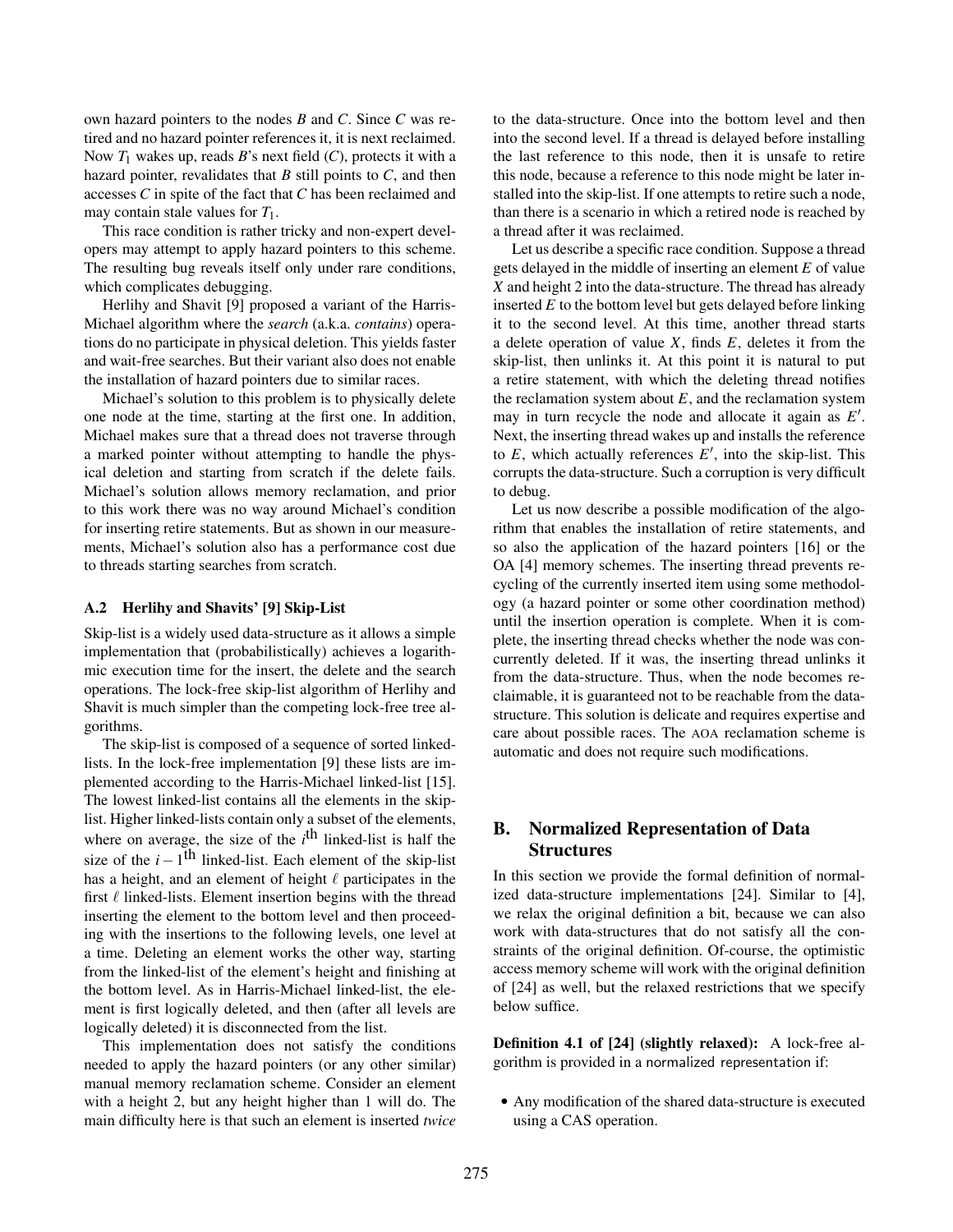own hazard pointers to the nodes $B$ and $C$. Since $C$ was retired and no hazard pointer references it, it is next reclaimed. Now $T_1$ wakes up, reads $B$'s next field ($C$), protects it with a hazard pointer, revalidates that $B$ still points to $C$, and then accesses $C$ in spite of the fact that $C$ has been reclaimed and may contain stale values for $T_1$.

This race condition is rather tricky and non-expert developers may attempt to apply hazard pointers to this scheme. The resulting bug reveals itself only under rare conditions, which complicates debugging.

Herlihy and Shavit [9] proposed a variant of the Harris-Michael algorithm where the *search* (a.k.a. *contains*) operations do no participate in physical deletion. This yields faster and wait-free searches. But their variant also does not enable the installation of hazard pointers due to similar races.

Michael's solution to this problem is to physically delete one node at the time, starting at the first one. In addition, Michael makes sure that a thread does not traverse through a marked pointer without attempting to handle the physical deletion and starting from scratch if the delete fails. Michael's solution allows memory reclamation, and prior to this work there was no way around Michael's condition for inserting retire statements. But as shown in our measurements, Michael's solution also has a performance cost due to threads starting searches from scratch.

### A.2 Herlihy and Shavits' [9] Skip-List

Skip-list is a widely used data-structure as it allows a simple implementation that (probabilistically) achieves a logarithmic execution time for the insert, the delete and the search operations. The lock-free skip-list algorithm of Herlihy and Shavit is much simpler than the competing lock-free tree algorithms.

The skip-list is composed of a sequence of sorted linked-lists. In the lock-free implementation [9] these lists are implemented according to the Harris-Michael linked-list [15]. The lowest linked-list contains all the elements in the skip-list. Higher linked-lists contain only a subset of the elements, where on average, the size of the $i^{\text{th}}$ linked-list is half the size of the $i-1^{\text{th}}$ linked-list. Each element of the skip-list has a height, and an element of height $\ell$ participates in the first $\ell$ linked-lists. Element insertion begins with the thread inserting the element to the bottom level and then proceeding with the insertions to the following levels, one level at a time. Deleting an element works the other way, starting from the linked-list of the element's height and finishing at the bottom level. As in Harris-Michael linked-list, the element is first logically deleted, and then (after all levels are logically deleted) it is disconnected from the list.

This implementation does not satisfy the conditions needed to apply the hazard pointers (or any other similar) manual memory reclamation scheme. Consider an element with a height 2, but any height higher than 1 will do. The main difficulty here is that such an element is inserted *twice* to the data-structure. Once into the bottom level and then into the second level. If a thread is delayed before installing the last reference to this node, then it is unsafe to retire this node, because a reference to this node might be later installed into the skip-list. If one attempts to retire such a node, than there is a scenario in which a retired node is reached by a thread after it was reclaimed.

Let us describe a specific race condition. Suppose a thread gets delayed in the middle of inserting an element $E$ of value $X$ and height 2 into the data-structure. The thread has already inserted $E$ to the bottom level but gets delayed before linking it to the second level. At this time, another thread starts a delete operation of value $X$, finds $E$, deletes it from the skip-list, then unlinks it. At this point it is natural to put a retire statement, with which the deleting thread notifies the reclamation system about $E$, and the reclamation system may in turn recycle the node and allocate it again as $E'$. Next, the inserting thread wakes up and installs the reference to $E$, which actually references $E'$, into the skip-list. This corrupts the data-structure. Such a corruption is very difficult to debug.

Let us now describe a possible modification of the algorithm that enables the installation of retire statements, and so also the application of the hazard pointers [16] or the OA [4] memory schemes. The inserting thread prevents recycling of the currently inserted item using some methodology (a hazard pointer or some other coordination method) until the insertion operation is complete. When it is complete, the inserting thread checks whether the node was concurrently deleted. If it was, the inserting thread unlinks it from the data-structure. Thus, when the node becomes reclaimable, it is guaranteed not to be reachable from the data-structure. This solution is delicate and requires expertise and care about possible races. The AOA reclamation scheme is automatic and does not require such modifications.

## B. Normalized Representation of Data Structures

In this section we provide the formal definition of normalized data-structure implementations [24]. Similar to [4], we relax the original definition a bit, because we can also work with data-structures that do not satisfy all the constraints of the original definition. Of-course, the optimistic access memory scheme will work with the original definition of [24] as well, but the relaxed restrictions that we specify below suffice.

**Definition 4.1 of [24] (slightly relaxed):** A lock-free algorithm is provided in a normalized representation if:

- Any modification of the shared data-structure is executed using a CAS operation.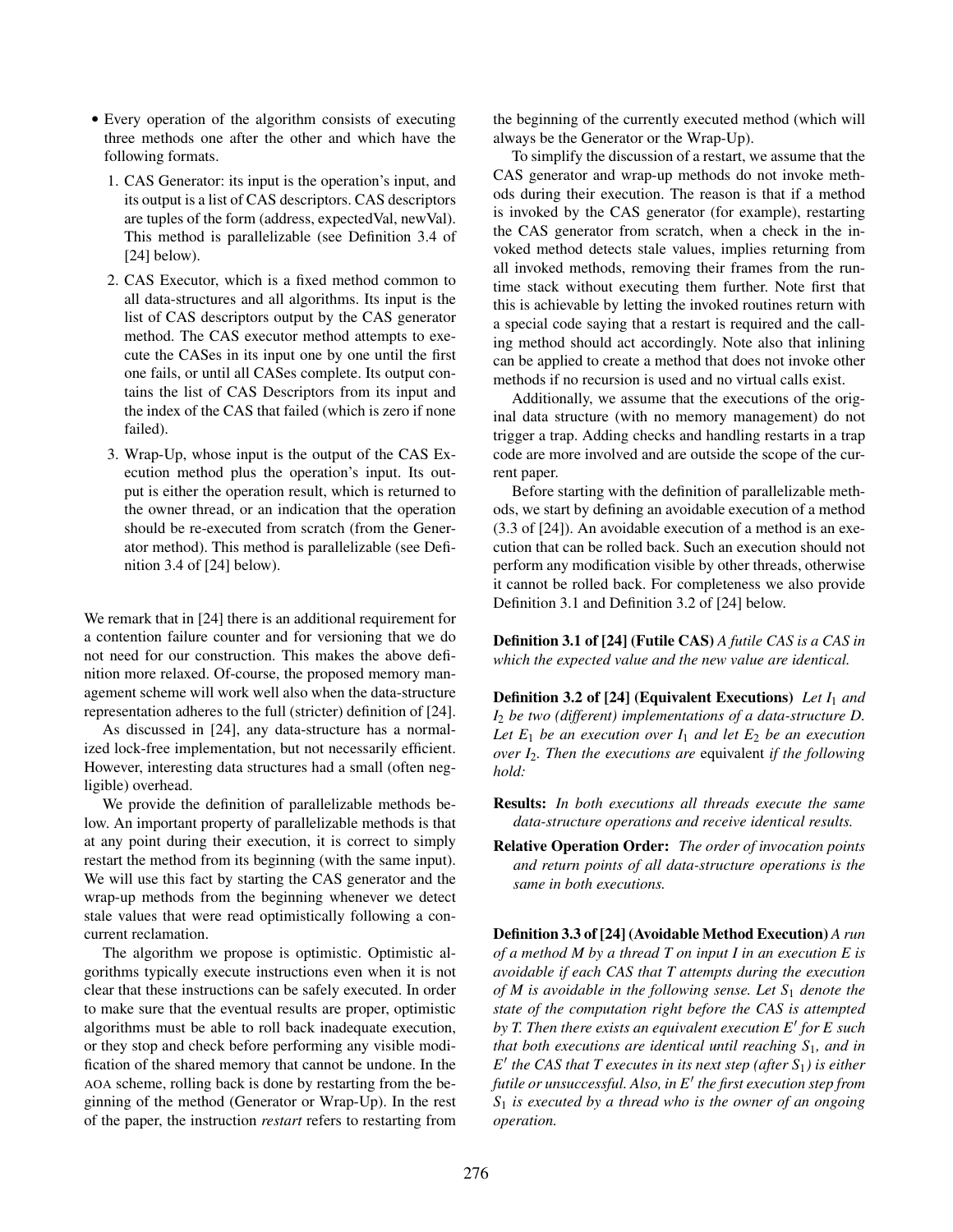- Every operation of the algorithm consists of executing three methods one after the other and which have the following formats.
  1. CAS Generator: its input is the operation's input, and its output is a list of CAS descriptors. CAS descriptors are tuples of the form (address, expectedVal, newVal). This method is parallelizable (see Definition 3.4 of [24] below).
  2. CAS Executor, which is a fixed method common to all data-structures and all algorithms. Its input is the list of CAS descriptors output by the CAS generator method. The CAS executor method attempts to execute the CASes in its input one by one until the first one fails, or until all CASes complete. Its output contains the list of CAS Descriptors from its input and the index of the CAS that failed (which is zero if none failed).
  3. Wrap-Up, whose input is the output of the CAS Execution method plus the operation's input. Its output is either the operation result, which is returned to the owner thread, or an indication that the operation should be re-executed from scratch (from the Generator method). This method is parallelizable (see Definition 3.4 of [24] below).

We remark that in [24] there is an additional requirement for a contention failure counter and for versioning that we do not need for our construction. This makes the above definition more relaxed. Of-course, the proposed memory management scheme will work well also when the data-structure representation adheres to the full (stricter) definition of [24].

As discussed in [24], any data-structure has a normalized lock-free implementation, but not necessarily efficient. However, interesting data structures had a small (often negligible) overhead.

We provide the definition of parallelizable methods below. An important property of parallelizable methods is that at any point during their execution, it is correct to simply restart the method from its beginning (with the same input). We will use this fact by starting the CAS generator and the wrap-up methods from the beginning whenever we detect stale values that were read optimistically following a concurrent reclamation.

The algorithm we propose is optimistic. Optimistic algorithms typically execute instructions even when it is not clear that these instructions can be safely executed. In order to make sure that the eventual results are proper, optimistic algorithms must be able to roll back inadequate execution, or they stop and check before performing any visible modification of the shared memory that cannot be undone. In the AOA scheme, rolling back is done by restarting from the beginning of the method (Generator or Wrap-Up). In the rest of the paper, the instruction *restart* refers to restarting from the beginning of the currently executed method (which will always be the Generator or the Wrap-Up).

To simplify the discussion of a restart, we assume that the CAS generator and wrap-up methods do not invoke methods during their execution. The reason is that if a method is invoked by the CAS generator (for example), restarting the CAS generator from scratch, when a check in the invoked method detects stale values, implies returning from all invoked methods, removing their frames from the runtime stack without executing them further. Note first that this is achievable by letting the invoked routines return with a special code saying that a restart is required and the calling method should act accordingly. Note also that inlining can be applied to create a method that does not invoke other methods if no recursion is used and no virtual calls exist.

Additionally, we assume that the executions of the original data structure (with no memory management) do not trigger a trap. Adding checks and handling restarts in a trap code are more involved and are outside the scope of the current paper.

Before starting with the definition of parallelizable methods, we start by defining an avoidable execution of a method (3.3 of [24]). An avoidable execution of a method is an execution that can be rolled back. Such an execution should not perform any modification visible by other threads, otherwise it cannot be rolled back. For completeness we also provide Definition 3.1 and Definition 3.2 of [24] below.

**Definition 3.1 of [24] (Futile CAS)** *A futile CAS is a CAS in which the expected value and the new value are identical.*

**Definition 3.2 of [24] (Equivalent Executions)** *Let $I_1$ and $I_2$ be two (different) implementations of a data-structure D. Let $E_1$ be an execution over $I_1$ and let $E_2$ be an execution over $I_2$. Then the executions are* equivalent *if the following hold:*

- **Results:** *In both executions all threads execute the same data-structure operations and receive identical results.*
- **Relative Operation Order:** *The order of invocation points and return points of all data-structure operations is the same in both executions.*

**Definition 3.3 of [24] (Avoidable Method Execution)** *A run of a method M by a thread T on input I in an execution E is avoidable if each CAS that T attempts during the execution of M is avoidable in the following sense. Let $S_1$ denote the state of the computation right before the CAS is attempted by T. Then there exists an equivalent execution $E'$ for E such that both executions are identical until reaching $S_1$, and in $E'$ the CAS that T executes in its next step (after $S_1$) is either futile or unsuccessful. Also, in $E'$ the first execution step from $S_1$ is executed by a thread who is the owner of an ongoing operation.*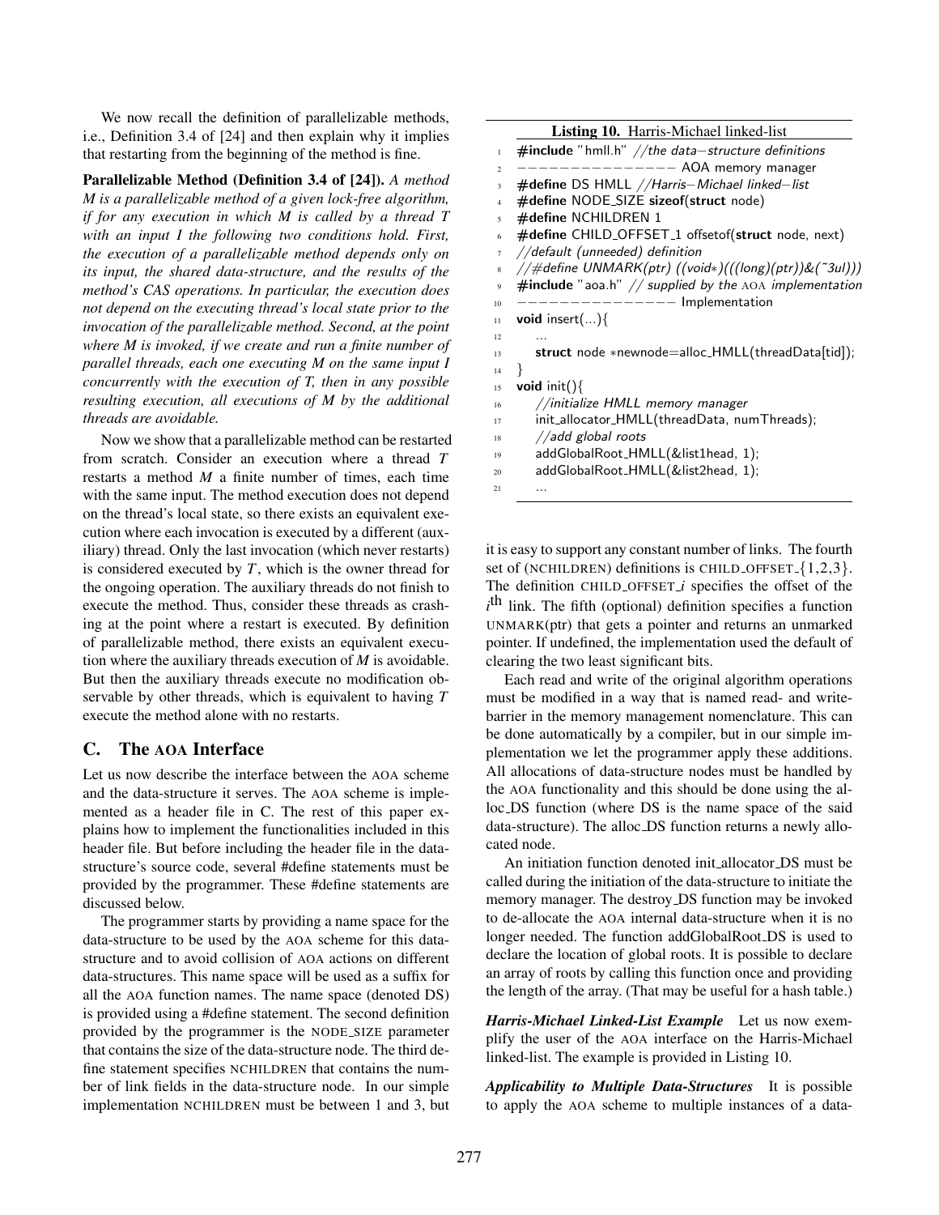We now recall the definition of parallelizable methods, i.e., Definition 3.4 of [24] and then explain why it implies that restarting from the beginning of the method is fine.

**Parallelizable Method (Definition 3.4 of [24]).** *A method M is a parallelizable method of a given lock-free algorithm, if for any execution in which M is called by a thread T with an input I the following two conditions hold. First, the execution of a parallelizable method depends only on its input, the shared data-structure, and the results of the method's CAS operations. In particular, the execution does not depend on the executing thread's local state prior to the invocation of the parallelizable method. Second, at the point where M is invoked, if we create and run a finite number of parallel threads, each one executing M on the same input I concurrently with the execution of T, then in any possible resulting execution, all executions of M by the additional threads are avoidable.*

Now we show that a parallelizable method can be restarted from scratch. Consider an execution where a thread $T$ restarts a method $M$ a finite number of times, each time with the same input. The method execution does not depend on the thread's local state, so there exists an equivalent execution where each invocation is executed by a different (auxiliary) thread. Only the last invocation (which never restarts) is considered executed by $T$, which is the owner thread for the ongoing operation. The auxiliary threads do not finish to execute the method. Thus, consider these threads as crashing at the point where a restart is executed. By definition of parallelizable method, there exists an equivalent execution where the auxiliary threads execution of $M$ is avoidable. But then the auxiliary threads execute no modification observable by other threads, which is equivalent to having $T$ execute the method alone with no restarts.

## C. The AOA Interface

Let us now describe the interface between the AOA scheme and the data-structure it serves. The AOA scheme is implemented as a header file in C. The rest of this paper explains how to implement the functionalities included in this header file. But before including the header file in the data-structure's source code, several #define statements must be provided by the programmer. These #define statements are discussed below.

The programmer starts by providing a name space for the data-structure to be used by the AOA scheme for this data-structure and to avoid collision of AOA actions on different data-structures. This name space will be used as a suffix for all the AOA function names. The name space (denoted DS) is provided using a #define statement. The second definition provided by the programmer is the NODE_SIZE parameter that contains the size of the data-structure node. The third define statement specifies NCHILDREN that contains the number of link fields in the data-structure node. In our simple implementation NCHILDREN must be between 1 and 3, but

**Listing 10.** Harris-Michael linked-list

```
1  #include "hmll.h" //the data-structure definitions
2  ---------------- AOA memory manager
3  #define DS HMLL //Harris-Michael linked-list
4  #define NODE_SIZE sizeof(struct node)
5  #define NCHILDREN 1
6  #define CHILD_OFFSET_1 offsetof(struct node, next)
7  //default (unneeded) definition
8  //#define UNMARK(ptr) ((void*)(((long)(ptr))&(~3ul)))
9  #include "aoa.h" // supplied by the AOA implementation
10 ---------------- Implementation
11 void insert(...){
12     ...
13     struct node *newnode=alloc_HMLL(threadData[tid]);
14 }
15 void init(){
16     //initialize HMLL memory manager
17     init_allocator_HMLL(threadData, numThreads);
18     //add global roots
19     addGlobalRoot_HMLL(&list1head, 1);
20     addGlobalRoot_HMLL(&list2head, 1);
21     ...
```

it is easy to support any constant number of links. The fourth set of (NCHILDREN) definitions is CHILD_OFFSET_{1,2,3}. The definition CHILD_OFFSET_*i* specifies the offset of the $i^{\text{th}}$ link. The fifth (optional) definition specifies a function UNMARK(ptr) that gets a pointer and returns an unmarked pointer. If undefined, the implementation used the default of clearing the two least significant bits.

Each read and write of the original algorithm operations must be modified in a way that is named read- and write-barrier in the memory management nomenclature. This can be done automatically by a compiler, but in our simple implementation we let the programmer apply these additions. All allocations of data-structure nodes must be handled by the AOA functionality and this should be done using the alloc_DS function (where DS is the name space of the said data-structure). The alloc_DS function returns a newly allocated node.

An initiation function denoted init_allocator_DS must be called during the initiation of the data-structure to initiate the memory manager. The destroy_DS function may be invoked to de-allocate the AOA internal data-structure when it is no longer needed. The function addGlobalRoot_DS is used to declare the location of global roots. It is possible to declare an array of roots by calling this function once and providing the length of the array. (That may be useful for a hash table.)

***Harris-Michael Linked-List Example*** Let us now exemplify the user of the AOA interface on the Harris-Michael linked-list. The example is provided in Listing 10.

***Applicability to Multiple Data-Structures*** It is possible to apply the AOA scheme to multiple instances of a data-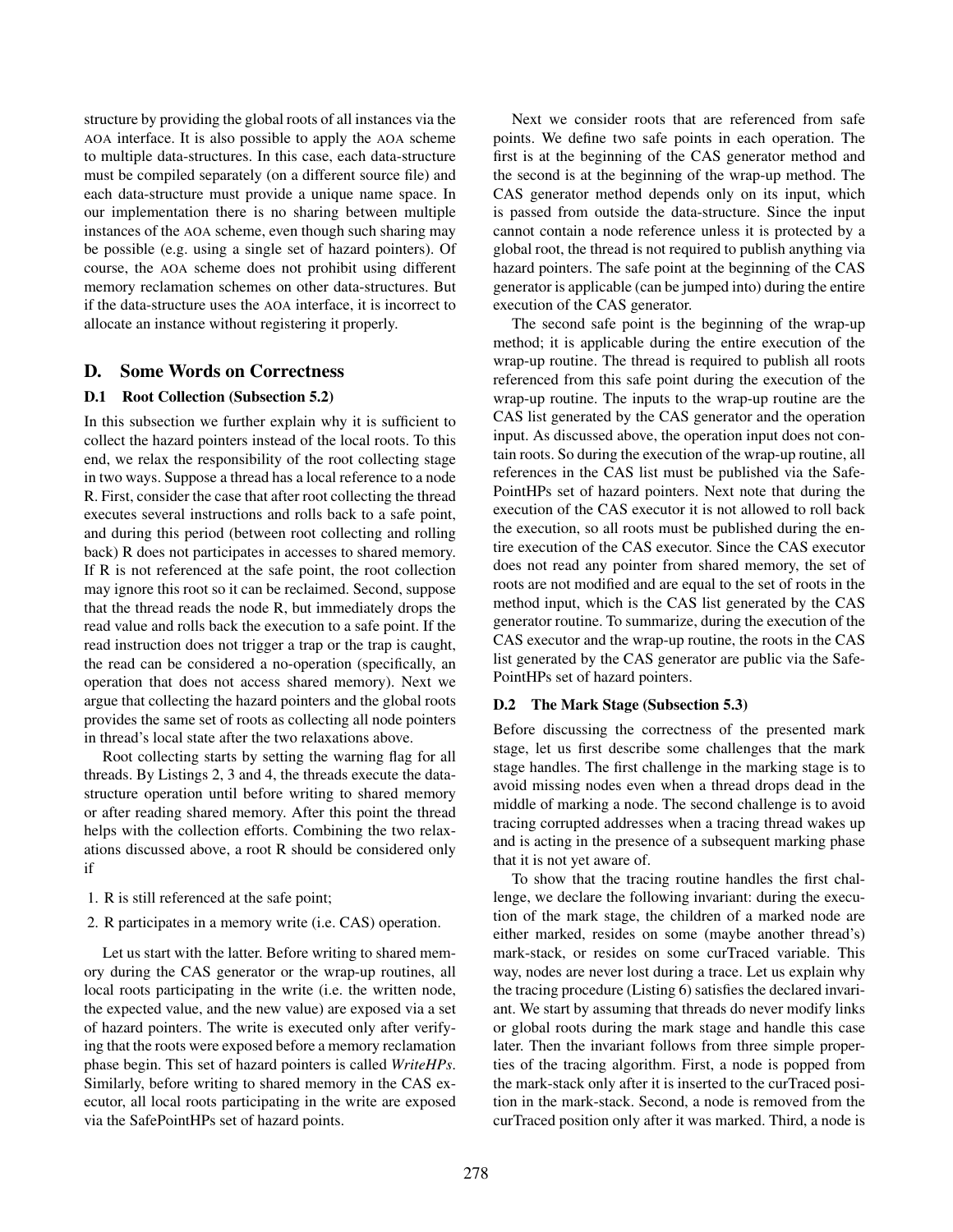structure by providing the global roots of all instances via the AOA interface. It is also possible to apply the AOA scheme to multiple data-structures. In this case, each data-structure must be compiled separately (on a different source file) and each data-structure must provide a unique name space. In our implementation there is no sharing between multiple instances of the AOA scheme, even though such sharing may be possible (e.g. using a single set of hazard pointers). Of course, the AOA scheme does not prohibit using different memory reclamation schemes on other data-structures. But if the data-structure uses the AOA interface, it is incorrect to allocate an instance without registering it properly.

## D. Some Words on Correctness

### D.1 Root Collection (Subsection 5.2)

In this subsection we further explain why it is sufficient to collect the hazard pointers instead of the local roots. To this end, we relax the responsibility of the root collecting stage in two ways. Suppose a thread has a local reference to a node R. First, consider the case that after root collecting the thread executes several instructions and rolls back to a safe point, and during this period (between root collecting and rolling back) R does not participates in accesses to shared memory. If R is not referenced at the safe point, the root collection may ignore this root so it can be reclaimed. Second, suppose that the thread reads the node R, but immediately drops the read value and rolls back the execution to a safe point. If the read instruction does not trigger a trap or the trap is caught, the read can be considered a no-operation (specifically, an operation that does not access shared memory). Next we argue that collecting the hazard pointers and the global roots provides the same set of roots as collecting all node pointers in thread's local state after the two relaxations above.

Root collecting starts by setting the warning flag for all threads. By Listings 2, 3 and 4, the threads execute the data-structure operation until before writing to shared memory or after reading shared memory. After this point the thread helps with the collection efforts. Combining the two relaxations discussed above, a root R should be considered only if

1. R is still referenced at the safe point;
2. R participates in a memory write (i.e. CAS) operation.

Let us start with the latter. Before writing to shared memory during the CAS generator or the wrap-up routines, all local roots participating in the write (i.e. the written node, the expected value, and the new value) are exposed via a set of hazard pointers. The write is executed only after verifying that the roots were exposed before a memory reclamation phase begin. This set of hazard pointers is called *WriteHPs*. Similarly, before writing to shared memory in the CAS executor, all local roots participating in the write are exposed via the SafePointHPs set of hazard points.

Next we consider roots that are referenced from safe points. We define two safe points in each operation. The first is at the beginning of the CAS generator method and the second is at the beginning of the wrap-up method. The CAS generator method depends only on its input, which is passed from outside the data-structure. Since the input cannot contain a node reference unless it is protected by a global root, the thread is not required to publish anything via hazard pointers. The safe point at the beginning of the CAS generator is applicable (can be jumped into) during the entire execution of the CAS generator.

The second safe point is the beginning of the wrap-up method; it is applicable during the entire execution of the wrap-up routine. The thread is required to publish all roots referenced from this safe point during the execution of the wrap-up routine. The inputs to the wrap-up routine are the CAS list generated by the CAS generator and the operation input. As discussed above, the operation input does not contain roots. So during the execution of the wrap-up routine, all references in the CAS list must be published via the SafePointHPs set of hazard pointers. Next note that during the execution of the CAS executor it is not allowed to roll back the execution, so all roots must be published during the entire execution of the CAS executor. Since the CAS executor does not read any pointer from shared memory, the set of roots are not modified and are equal to the set of roots in the method input, which is the CAS list generated by the CAS generator routine. To summarize, during the execution of the CAS executor and the wrap-up routine, the roots in the CAS list generated by the CAS generator are public via the SafePointHPs set of hazard pointers.

### D.2 The Mark Stage (Subsection 5.3)

Before discussing the correctness of the presented mark stage, let us first describe some challenges that the mark stage handles. The first challenge in the marking stage is to avoid missing nodes even when a thread drops dead in the middle of marking a node. The second challenge is to avoid tracing corrupted addresses when a tracing thread wakes up and is acting in the presence of a subsequent marking phase that it is not yet aware of.

To show that the tracing routine handles the first challenge, we declare the following invariant: during the execution of the mark stage, the children of a marked node are either marked, resides on some (maybe another thread's) mark-stack, or resides on some curTraced variable. This way, nodes are never lost during a trace. Let us explain why the tracing procedure (Listing 6) satisfies the declared invariant. We start by assuming that threads do never modify links or global roots during the mark stage and handle this case later. Then the invariant follows from three simple properties of the tracing algorithm. First, a node is popped from the mark-stack only after it is inserted to the curTraced position in the mark-stack. Second, a node is removed from the curTraced position only after it was marked. Third, a node is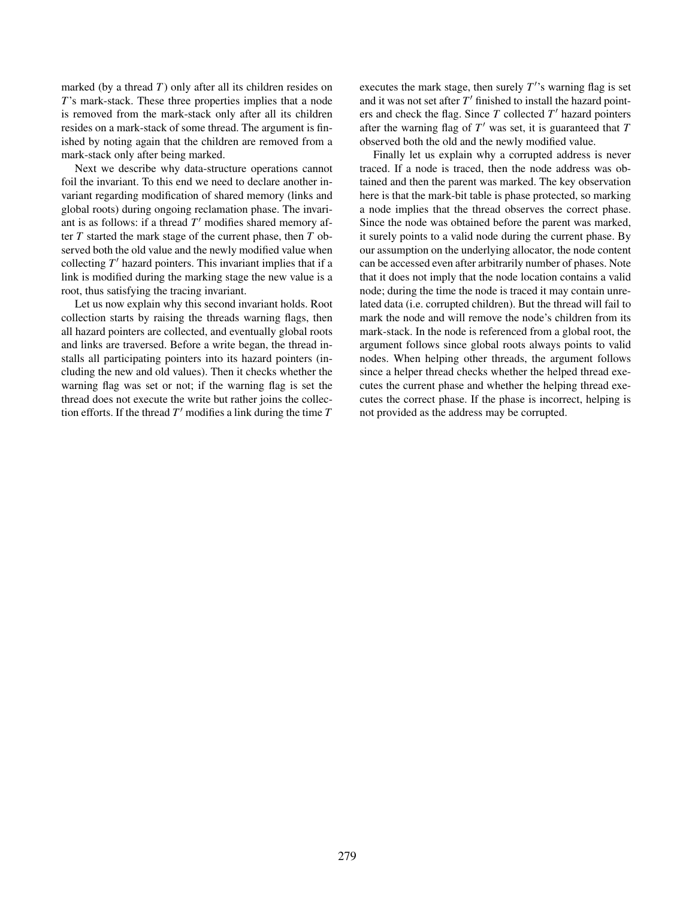marked (by a thread $T$) only after all its children resides on $T$'s mark-stack. These three properties implies that a node is removed from the mark-stack only after all its children resides on a mark-stack of some thread. The argument is finished by noting again that the children are removed from a mark-stack only after being marked.

Next we describe why data-structure operations cannot foil the invariant. To this end we need to declare another invariant regarding modification of shared memory (links and global roots) during ongoing reclamation phase. The invariant is as follows: if a thread $T'$ modifies shared memory after $T$ started the mark stage of the current phase, then $T$ observed both the old value and the newly modified value when collecting $T'$ hazard pointers. This invariant implies that if a link is modified during the marking stage the new value is a root, thus satisfying the tracing invariant.

Let us now explain why this second invariant holds. Root collection starts by raising the threads warning flags, then all hazard pointers are collected, and eventually global roots and links are traversed. Before a write began, the thread installs all participating pointers into its hazard pointers (including the new and old values). Then it checks whether the warning flag was set or not; if the warning flag is set the thread does not execute the write but rather joins the collection efforts. If the thread $T'$ modifies a link during the time $T$ executes the mark stage, then surely $T'$'s warning flag is set and it was not set after $T'$ finished to install the hazard pointers and check the flag. Since $T$ collected $T'$ hazard pointers after the warning flag of $T'$ was set, it is guaranteed that $T$ observed both the old and the newly modified value.

Finally let us explain why a corrupted address is never traced. If a node is traced, then the node address was obtained and then the parent was marked. The key observation here is that the mark-bit table is phase protected, so marking a node implies that the thread observes the correct phase. Since the node was obtained before the parent was marked, it surely points to a valid node during the current phase. By our assumption on the underlying allocator, the node content can be accessed even after arbitrarily number of phases. Note that it does not imply that the node location contains a valid node; during the time the node is traced it may contain unrelated data (i.e. corrupted children). But the thread will fail to mark the node and will remove the node's children from its mark-stack. In the node is referenced from a global root, the argument follows since global roots always points to valid nodes. When helping other threads, the argument follows since a helper thread checks whether the helped thread executes the current phase and whether the helping thread executes the correct phase. If the phase is incorrect, helping is not provided as the address may be corrupted.